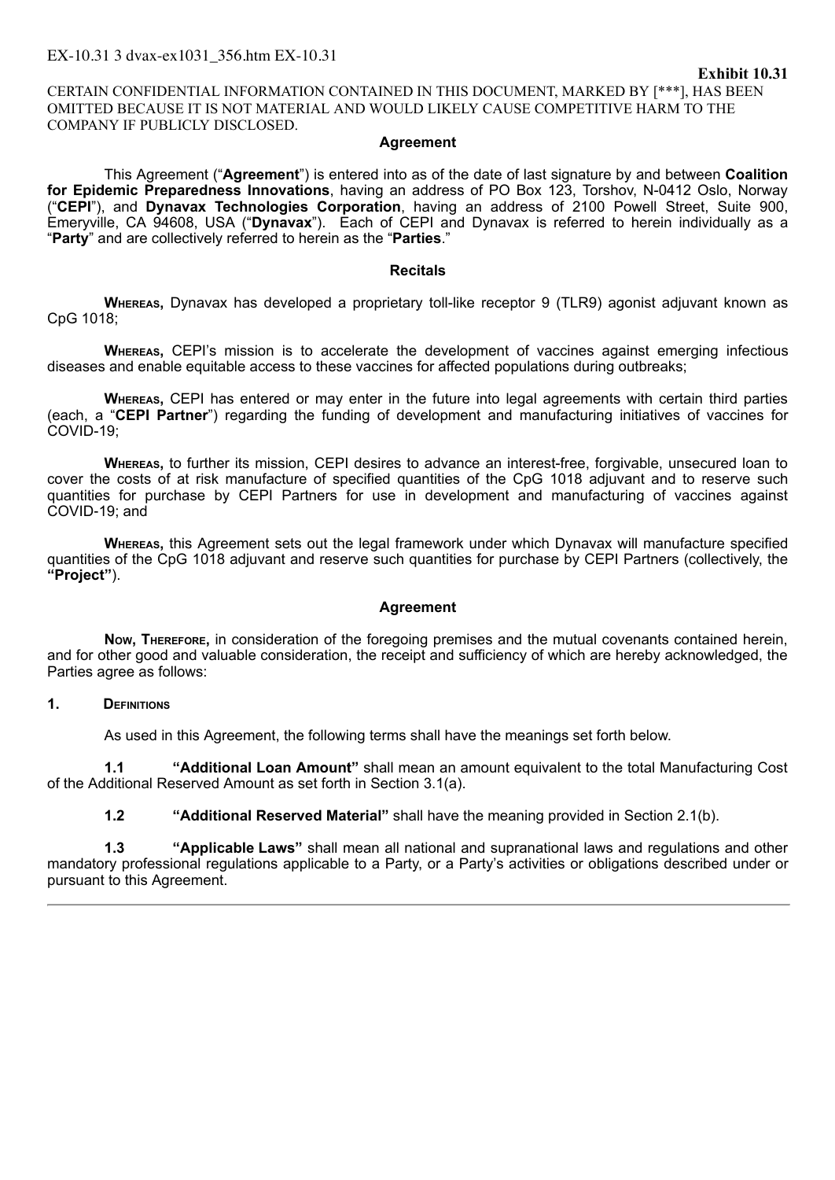EX-10.31 3 dvax-ex1031_356.htm EX-10.31

**Exhibit 10.31**

CERTAIN CONFIDENTIAL INFORMATION CONTAINED IN THIS DOCUMENT, MARKED BY [***], HAS BEEN OMITTED BECAUSE IT IS NOT MATERIAL AND WOULD LIKELY CAUSE COMPETITIVE HARM TO THE COMPANY IF PUBLICLY DISCLOSED.

**Agreement**

This Agreement ("**Agreement**") is entered into as of the date of last signature by and between **Coalition for Epidemic Preparedness Innovations**, having an address of PO Box 123, Torshov, N-0412 Oslo, Norway ("**CEPI**"), and **Dynavax Technologies Corporation**, having an address of 2100 Powell Street, Suite 900, Emeryville, CA 94608, USA ("**Dynavax**"). Each of CEPI and Dynavax is referred to herein individually as a "**Party**" and are collectively referred to herein as the "**Parties**."

**Recitals**

**Whereas,** Dynavax has developed a proprietary toll-like receptor 9 (TLR9) agonist adjuvant known as CpG 1018;

**Whereas,** CEPI's mission is to accelerate the development of vaccines against emerging infectious diseases and enable equitable access to these vaccines for affected populations during outbreaks;

**Whereas,** CEPI has entered or may enter in the future into legal agreements with certain third parties (each, a "**CEPI Partner**") regarding the funding of development and manufacturing initiatives of vaccines for COVID-19;

**Whereas,** to further its mission, CEPI desires to advance an interest-free, forgivable, unsecured loan to cover the costs of at risk manufacture of specified quantities of the CpG 1018 adjuvant and to reserve such quantities for purchase by CEPI Partners for use in development and manufacturing of vaccines against COVID-19; and

**Whereas,** this Agreement sets out the legal framework under which Dynavax will manufacture specified quantities of the CpG 1018 adjuvant and reserve such quantities for purchase by CEPI Partners (collectively, the **"Project"**).

**Agreement**

**Now, Therefore,** in consideration of the foregoing premises and the mutual covenants contained herein, and for other good and valuable consideration, the receipt and sufficiency of which are hereby acknowledged, the Parties agree as follows:

**1. Definitions**

As used in this Agreement, the following terms shall have the meanings set forth below.

**1.1 "Additional Loan Amount"** shall mean an amount equivalent to the total Manufacturing Cost of the Additional Reserved Amount as set forth in Section 3.1(a).

**1.2 "Additional Reserved Material"** shall have the meaning provided in Section 2.1(b).

**1.3 "Applicable Laws"** shall mean all national and supranational laws and regulations and other mandatory professional regulations applicable to a Party, or a Party's activities or obligations described under or pursuant to this Agreement.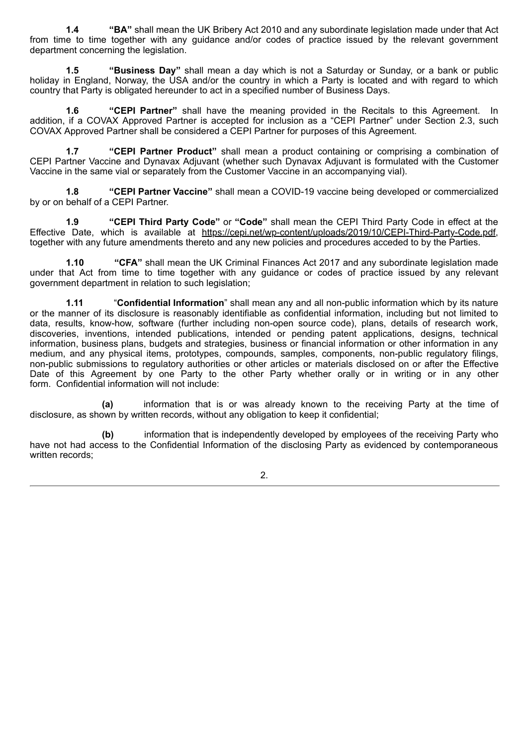**1.4** **"BA"** shall mean the UK Bribery Act 2010 and any subordinate legislation made under that Act from time to time together with any guidance and/or codes of practice issued by the relevant government department concerning the legislation.

**1.5** **"Business Day"** shall mean a day which is not a Saturday or Sunday, or a bank or public holiday in England, Norway, the USA and/or the country in which a Party is located and with regard to which country that Party is obligated hereunder to act in a specified number of Business Days.

**1.6** **"CEPI Partner"** shall have the meaning provided in the Recitals to this Agreement. In addition, if a COVAX Approved Partner is accepted for inclusion as a "CEPI Partner" under Section 2.3, such COVAX Approved Partner shall be considered a CEPI Partner for purposes of this Agreement.

**1.7** **"CEPI Partner Product"** shall mean a product containing or comprising a combination of CEPI Partner Vaccine and Dynavax Adjuvant (whether such Dynavax Adjuvant is formulated with the Customer Vaccine in the same vial or separately from the Customer Vaccine in an accompanying vial).

**1.8** **"CEPI Partner Vaccine"** shall mean a COVID-19 vaccine being developed or commercialized by or on behalf of a CEPI Partner.

**1.9** **"CEPI Third Party Code"** or **"Code"** shall mean the CEPI Third Party Code in effect at the Effective Date, which is available at https://cepi.net/wp-content/uploads/2019/10/CEPI-Third-Party-Code.pdf, together with any future amendments thereto and any new policies and procedures acceded to by the Parties.

**1.10** **"CFA"** shall mean the UK Criminal Finances Act 2017 and any subordinate legislation made under that Act from time to time together with any guidance or codes of practice issued by any relevant government department in relation to such legislation;

**1.11** "**Confidential Information**" shall mean any and all non-public information which by its nature or the manner of its disclosure is reasonably identifiable as confidential information, including but not limited to data, results, know-how, software (further including non-open source code), plans, details of research work, discoveries, inventions, intended publications, intended or pending patent applications, designs, technical information, business plans, budgets and strategies, business or financial information or other information in any medium, and any physical items, prototypes, compounds, samples, components, non-public regulatory filings, non-public submissions to regulatory authorities or other articles or materials disclosed on or after the Effective Date of this Agreement by one Party to the other Party whether orally or in writing or in any other form. Confidential information will not include:

**(a)** information that is or was already known to the receiving Party at the time of disclosure, as shown by written records, without any obligation to keep it confidential;

**(b)** information that is independently developed by employees of the receiving Party who have not had access to the Confidential Information of the disclosing Party as evidenced by contemporaneous written records;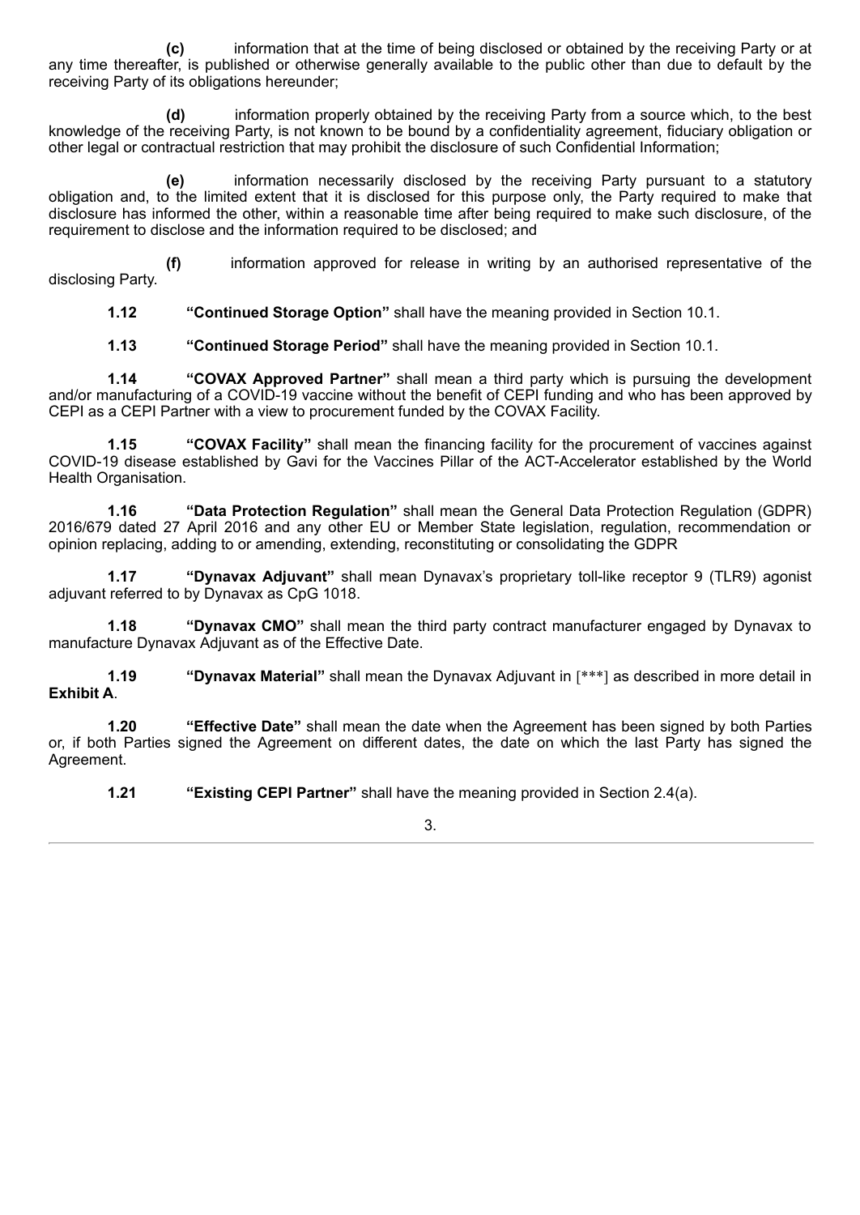**(c)** information that at the time of being disclosed or obtained by the receiving Party or at any time thereafter, is published or otherwise generally available to the public other than due to default by the receiving Party of its obligations hereunder;

**(d)** information properly obtained by the receiving Party from a source which, to the best knowledge of the receiving Party, is not known to be bound by a confidentiality agreement, fiduciary obligation or other legal or contractual restriction that may prohibit the disclosure of such Confidential Information;

**(e)** information necessarily disclosed by the receiving Party pursuant to a statutory obligation and, to the limited extent that it is disclosed for this purpose only, the Party required to make that disclosure has informed the other, within a reasonable time after being required to make such disclosure, of the requirement to disclose and the information required to be disclosed; and

**(f)** information approved for release in writing by an authorised representative of the disclosing Party.

**1.12 "Continued Storage Option"** shall have the meaning provided in Section 10.1.

**1.13 "Continued Storage Period"** shall have the meaning provided in Section 10.1.

**1.14 "COVAX Approved Partner"** shall mean a third party which is pursuing the development and/or manufacturing of a COVID-19 vaccine without the benefit of CEPI funding and who has been approved by CEPI as a CEPI Partner with a view to procurement funded by the COVAX Facility.

**1.15 "COVAX Facility"** shall mean the financing facility for the procurement of vaccines against COVID-19 disease established by Gavi for the Vaccines Pillar of the ACT-Accelerator established by the World Health Organisation.

**1.16 "Data Protection Regulation"** shall mean the General Data Protection Regulation (GDPR) 2016/679 dated 27 April 2016 and any other EU or Member State legislation, regulation, recommendation or opinion replacing, adding to or amending, extending, reconstituting or consolidating the GDPR

**1.17 "Dynavax Adjuvant"** shall mean Dynavax's proprietary toll-like receptor 9 (TLR9) agonist adjuvant referred to by Dynavax as CpG 1018.

**1.18 "Dynavax CMO"** shall mean the third party contract manufacturer engaged by Dynavax to manufacture Dynavax Adjuvant as of the Effective Date.

**1.19 "Dynavax Material"** shall mean the Dynavax Adjuvant in [***] as described in more detail in **Exhibit A**.

**1.20 "Effective Date"** shall mean the date when the Agreement has been signed by both Parties or, if both Parties signed the Agreement on different dates, the date on which the last Party has signed the Agreement.

**1.21 "Existing CEPI Partner"** shall have the meaning provided in Section 2.4(a).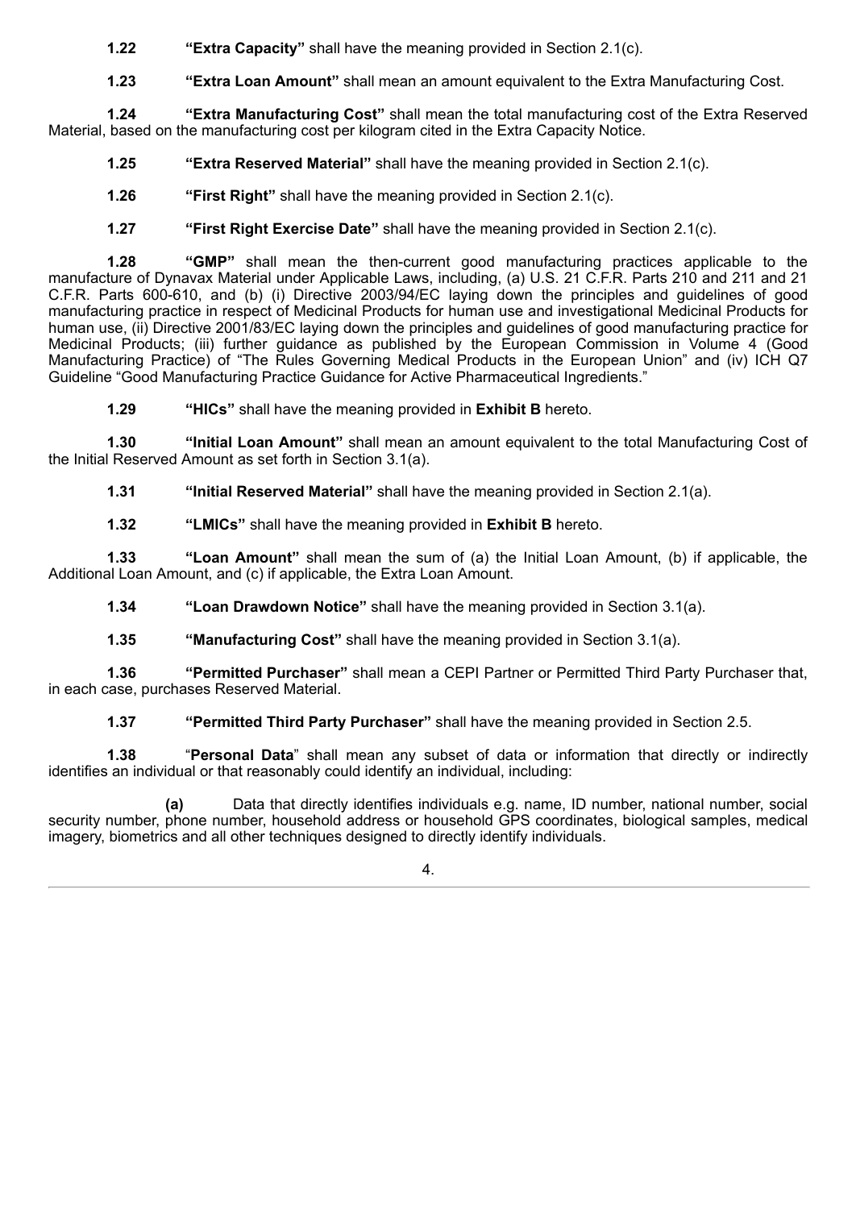**1.22** **"Extra Capacity"** shall have the meaning provided in Section 2.1(c).

**1.23** **"Extra Loan Amount"** shall mean an amount equivalent to the Extra Manufacturing Cost.

**1.24** **"Extra Manufacturing Cost"** shall mean the total manufacturing cost of the Extra Reserved Material, based on the manufacturing cost per kilogram cited in the Extra Capacity Notice.

**1.25** **"Extra Reserved Material"** shall have the meaning provided in Section 2.1(c).

**1.26** **"First Right"** shall have the meaning provided in Section 2.1(c).

**1.27** **"First Right Exercise Date"** shall have the meaning provided in Section 2.1(c).

**1.28** **"GMP"** shall mean the then-current good manufacturing practices applicable to the manufacture of Dynavax Material under Applicable Laws, including, (a) U.S. 21 C.F.R. Parts 210 and 211 and 21 C.F.R. Parts 600-610, and (b) (i) Directive 2003/94/EC laying down the principles and guidelines of good manufacturing practice in respect of Medicinal Products for human use and investigational Medicinal Products for human use, (ii) Directive 2001/83/EC laying down the principles and guidelines of good manufacturing practice for Medicinal Products; (iii) further guidance as published by the European Commission in Volume 4 (Good Manufacturing Practice) of "The Rules Governing Medical Products in the European Union" and (iv) ICH Q7 Guideline "Good Manufacturing Practice Guidance for Active Pharmaceutical Ingredients."

**1.29** **"HICs"** shall have the meaning provided in **Exhibit B** hereto.

**1.30** **"Initial Loan Amount"** shall mean an amount equivalent to the total Manufacturing Cost of the Initial Reserved Amount as set forth in Section 3.1(a).

**1.31** **"Initial Reserved Material"** shall have the meaning provided in Section 2.1(a).

**1.32** **"LMICs"** shall have the meaning provided in **Exhibit B** hereto.

**1.33** **"Loan Amount"** shall mean the sum of (a) the Initial Loan Amount, (b) if applicable, the Additional Loan Amount, and (c) if applicable, the Extra Loan Amount.

**1.34** **"Loan Drawdown Notice"** shall have the meaning provided in Section 3.1(a).

**1.35** **"Manufacturing Cost"** shall have the meaning provided in Section 3.1(a).

**1.36** **"Permitted Purchaser"** shall mean a CEPI Partner or Permitted Third Party Purchaser that, in each case, purchases Reserved Material.

**1.37** **"Permitted Third Party Purchaser"** shall have the meaning provided in Section 2.5.

**1.38** "**Personal Data**" shall mean any subset of data or information that directly or indirectly identifies an individual or that reasonably could identify an individual, including:

**(a)** Data that directly identifies individuals e.g. name, ID number, national number, social security number, phone number, household address or household GPS coordinates, biological samples, medical imagery, biometrics and all other techniques designed to directly identify individuals.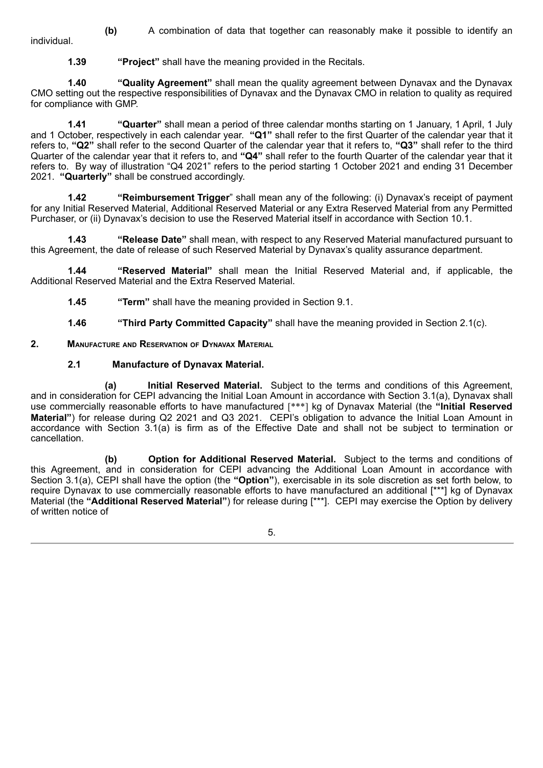**(b)** A combination of data that together can reasonably make it possible to identify an individual.

**1.39** **"Project"** shall have the meaning provided in the Recitals.

**1.40** **"Quality Agreement"** shall mean the quality agreement between Dynavax and the Dynavax CMO setting out the respective responsibilities of Dynavax and the Dynavax CMO in relation to quality as required for compliance with GMP.

**1.41** **"Quarter"** shall mean a period of three calendar months starting on 1 January, 1 April, 1 July and 1 October, respectively in each calendar year. **"Q1"** shall refer to the first Quarter of the calendar year that it refers to, **"Q2"** shall refer to the second Quarter of the calendar year that it refers to, **"Q3"** shall refer to the third Quarter of the calendar year that it refers to, and **"Q4"** shall refer to the fourth Quarter of the calendar year that it refers to. By way of illustration "Q4 2021" refers to the period starting 1 October 2021 and ending 31 December 2021. **"Quarterly"** shall be construed accordingly.

**1.42** **"Reimbursement Trigger"** shall mean any of the following: (i) Dynavax's receipt of payment for any Initial Reserved Material, Additional Reserved Material or any Extra Reserved Material from any Permitted Purchaser, or (ii) Dynavax's decision to use the Reserved Material itself in accordance with Section 10.1.

**1.43** **"Release Date"** shall mean, with respect to any Reserved Material manufactured pursuant to this Agreement, the date of release of such Reserved Material by Dynavax's quality assurance department.

**1.44** **"Reserved Material"** shall mean the Initial Reserved Material and, if applicable, the Additional Reserved Material and the Extra Reserved Material.

**1.45** **"Term"** shall have the meaning provided in Section 9.1.

**1.46** **"Third Party Committed Capacity"** shall have the meaning provided in Section 2.1(c).

## 2. Manufacture and Reservation of Dynavax Material

### 2.1 Manufacture of Dynavax Material.

**(a)** **Initial Reserved Material.** Subject to the terms and conditions of this Agreement, and in consideration for CEPI advancing the Initial Loan Amount in accordance with Section 3.1(a), Dynavax shall use commercially reasonable efforts to have manufactured [***] kg of Dynavax Material (the **"Initial Reserved Material"**) for release during Q2 2021 and Q3 2021. CEPI's obligation to advance the Initial Loan Amount in accordance with Section 3.1(a) is firm as of the Effective Date and shall not be subject to termination or cancellation.

**(b)** **Option for Additional Reserved Material.** Subject to the terms and conditions of this Agreement, and in consideration for CEPI advancing the Additional Loan Amount in accordance with Section 3.1(a), CEPI shall have the option (the **"Option"**), exercisable in its sole discretion as set forth below, to require Dynavax to use commercially reasonable efforts to have manufactured an additional [***] kg of Dynavax Material (the **"Additional Reserved Material"**) for release during [***]. CEPI may exercise the Option by delivery of written notice of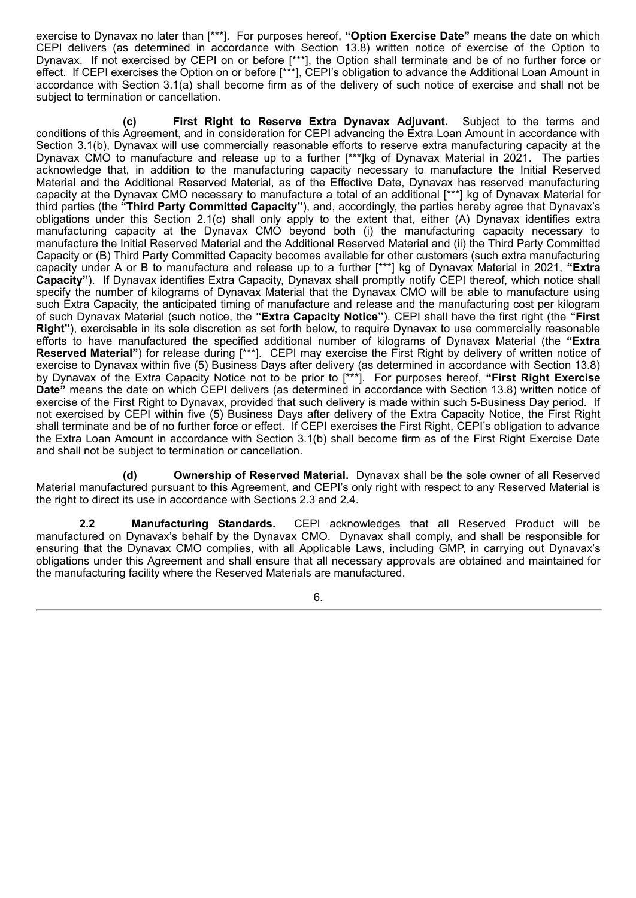exercise to Dynavax no later than [***]. For purposes hereof, **"Option Exercise Date"** means the date on which CEPI delivers (as determined in accordance with Section 13.8) written notice of exercise of the Option to Dynavax. If not exercised by CEPI on or before [***], the Option shall terminate and be of no further force or effect. If CEPI exercises the Option on or before [***], CEPI's obligation to advance the Additional Loan Amount in accordance with Section 3.1(a) shall become firm as of the delivery of such notice of exercise and shall not be subject to termination or cancellation.

**(c) First Right to Reserve Extra Dynavax Adjuvant.** Subject to the terms and conditions of this Agreement, and in consideration for CEPI advancing the Extra Loan Amount in accordance with Section 3.1(b), Dynavax will use commercially reasonable efforts to reserve extra manufacturing capacity at the Dynavax CMO to manufacture and release up to a further [***]kg of Dynavax Material in 2021. The parties acknowledge that, in addition to the manufacturing capacity necessary to manufacture the Initial Reserved Material and the Additional Reserved Material, as of the Effective Date, Dynavax has reserved manufacturing capacity at the Dynavax CMO necessary to manufacture a total of an additional [***] kg of Dynavax Material for third parties (the **"Third Party Committed Capacity"**), and, accordingly, the parties hereby agree that Dynavax's obligations under this Section 2.1(c) shall only apply to the extent that, either (A) Dynavax identifies extra manufacturing capacity at the Dynavax CMO beyond both (i) the manufacturing capacity necessary to manufacture the Initial Reserved Material and the Additional Reserved Material and (ii) the Third Party Committed Capacity or (B) Third Party Committed Capacity becomes available for other customers (such extra manufacturing capacity under A or B to manufacture and release up to a further [***] kg of Dynavax Material in 2021, **"Extra Capacity"**). If Dynavax identifies Extra Capacity, Dynavax shall promptly notify CEPI thereof, which notice shall specify the number of kilograms of Dynavax Material that the Dynavax CMO will be able to manufacture using such Extra Capacity, the anticipated timing of manufacture and release and the manufacturing cost per kilogram of such Dynavax Material (such notice, the **"Extra Capacity Notice"**). CEPI shall have the first right (the **"First Right"**), exercisable in its sole discretion as set forth below, to require Dynavax to use commercially reasonable efforts to have manufactured the specified additional number of kilograms of Dynavax Material (the **"Extra Reserved Material"**) for release during [***]. CEPI may exercise the First Right by delivery of written notice of exercise to Dynavax within five (5) Business Days after delivery (as determined in accordance with Section 13.8) by Dynavax of the Extra Capacity Notice not to be prior to [***]. For purposes hereof, **"First Right Exercise Date"** means the date on which CEPI delivers (as determined in accordance with Section 13.8) written notice of exercise of the First Right to Dynavax, provided that such delivery is made within such 5-Business Day period. If not exercised by CEPI within five (5) Business Days after delivery of the Extra Capacity Notice, the First Right shall terminate and be of no further force or effect. If CEPI exercises the First Right, CEPI's obligation to advance the Extra Loan Amount in accordance with Section 3.1(b) shall become firm as of the First Right Exercise Date and shall not be subject to termination or cancellation.

**(d) Ownership of Reserved Material.** Dynavax shall be the sole owner of all Reserved Material manufactured pursuant to this Agreement, and CEPI's only right with respect to any Reserved Material is the right to direct its use in accordance with Sections 2.3 and 2.4.

**2.2 Manufacturing Standards.** CEPI acknowledges that all Reserved Product will be manufactured on Dynavax's behalf by the Dynavax CMO. Dynavax shall comply, and shall be responsible for ensuring that the Dynavax CMO complies, with all Applicable Laws, including GMP, in carrying out Dynavax's obligations under this Agreement and shall ensure that all necessary approvals are obtained and maintained for the manufacturing facility where the Reserved Materials are manufactured.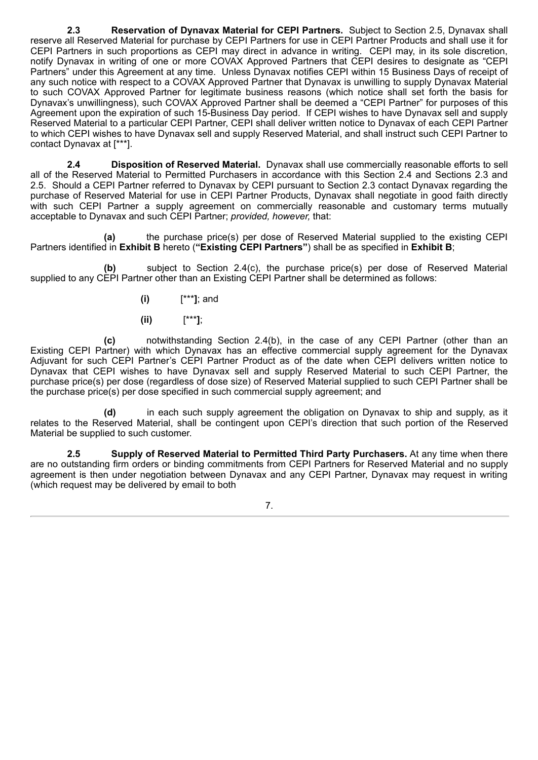**2.3 Reservation of Dynavax Material for CEPI Partners.** Subject to Section 2.5, Dynavax shall reserve all Reserved Material for purchase by CEPI Partners for use in CEPI Partner Products and shall use it for CEPI Partners in such proportions as CEPI may direct in advance in writing. CEPI may, in its sole discretion, notify Dynavax in writing of one or more COVAX Approved Partners that CEPI desires to designate as "CEPI Partners" under this Agreement at any time. Unless Dynavax notifies CEPI within 15 Business Days of receipt of any such notice with respect to a COVAX Approved Partner that Dynavax is unwilling to supply Dynavax Material to such COVAX Approved Partner for legitimate business reasons (which notice shall set forth the basis for Dynavax's unwillingness), such COVAX Approved Partner shall be deemed a "CEPI Partner" for purposes of this Agreement upon the expiration of such 15-Business Day period. If CEPI wishes to have Dynavax sell and supply Reserved Material to a particular CEPI Partner, CEPI shall deliver written notice to Dynavax of each CEPI Partner to which CEPI wishes to have Dynavax sell and supply Reserved Material, and shall instruct such CEPI Partner to contact Dynavax at [***].

**2.4 Disposition of Reserved Material.** Dynavax shall use commercially reasonable efforts to sell all of the Reserved Material to Permitted Purchasers in accordance with this Section 2.4 and Sections 2.3 and 2.5. Should a CEPI Partner referred to Dynavax by CEPI pursuant to Section 2.3 contact Dynavax regarding the purchase of Reserved Material for use in CEPI Partner Products, Dynavax shall negotiate in good faith directly with such CEPI Partner a supply agreement on commercially reasonable and customary terms mutually acceptable to Dynavax and such CEPI Partner; *provided, however,* that:

**(a)** the purchase price(s) per dose of Reserved Material supplied to the existing CEPI Partners identified in **Exhibit B** hereto (**"Existing CEPI Partners"**) shall be as specified in **Exhibit B**;

**(b)** subject to Section 2.4(c), the purchase price(s) per dose of Reserved Material supplied to any CEPI Partner other than an Existing CEPI Partner shall be determined as follows:

**(i)** [***]; and

**(ii)** [***];

**(c)** notwithstanding Section 2.4(b), in the case of any CEPI Partner (other than an Existing CEPI Partner) with which Dynavax has an effective commercial supply agreement for the Dynavax Adjuvant for such CEPI Partner's CEPI Partner Product as of the date when CEPI delivers written notice to Dynavax that CEPI wishes to have Dynavax sell and supply Reserved Material to such CEPI Partner, the purchase price(s) per dose (regardless of dose size) of Reserved Material supplied to such CEPI Partner shall be the purchase price(s) per dose specified in such commercial supply agreement; and

**(d)** in each such supply agreement the obligation on Dynavax to ship and supply, as it relates to the Reserved Material, shall be contingent upon CEPI's direction that such portion of the Reserved Material be supplied to such customer.

**2.5 Supply of Reserved Material to Permitted Third Party Purchasers.** At any time when there are no outstanding firm orders or binding commitments from CEPI Partners for Reserved Material and no supply agreement is then under negotiation between Dynavax and any CEPI Partner, Dynavax may request in writing (which request may be delivered by email to both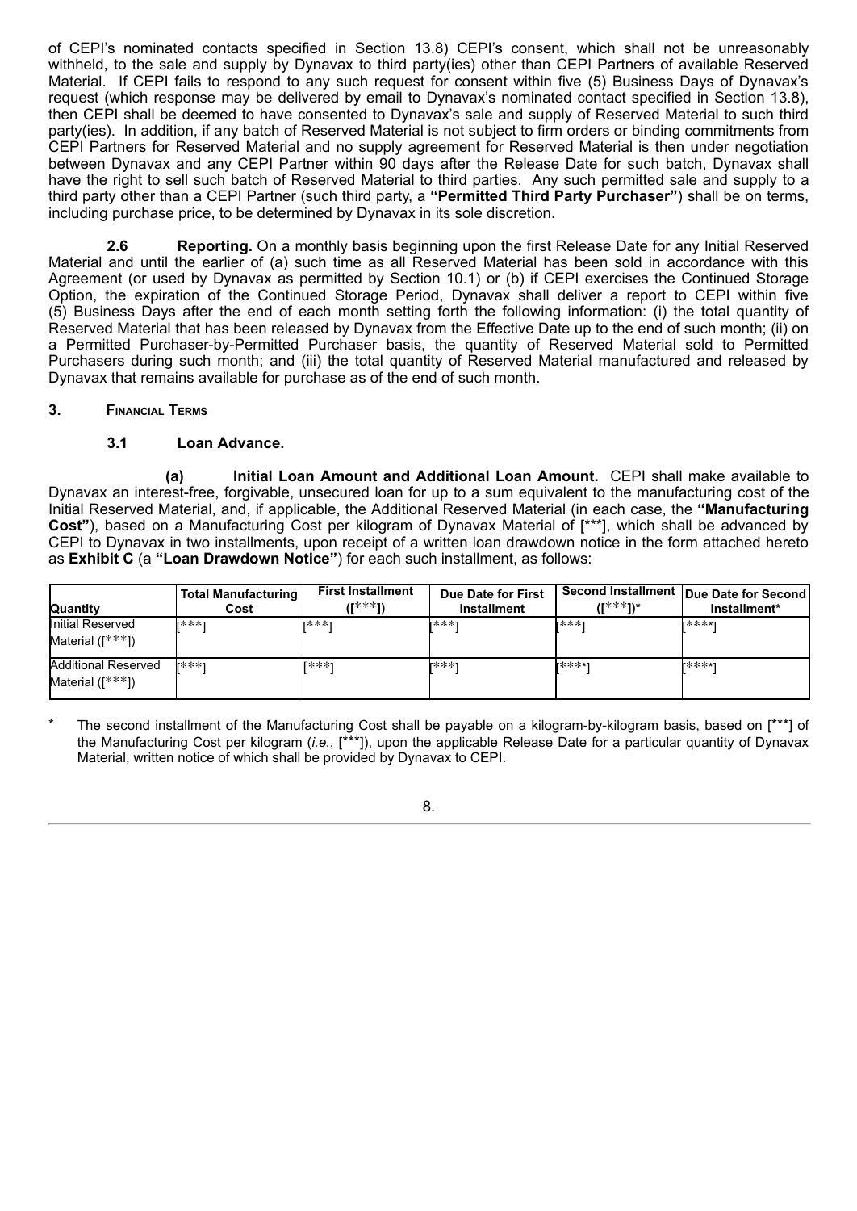of CEPI's nominated contacts specified in Section 13.8) CEPI's consent, which shall not be unreasonably withheld, to the sale and supply by Dynavax to third party(ies) other than CEPI Partners of available Reserved Material. If CEPI fails to respond to any such request for consent within five (5) Business Days of Dynavax's request (which response may be delivered by email to Dynavax's nominated contact specified in Section 13.8), then CEPI shall be deemed to have consented to Dynavax's sale and supply of Reserved Material to such third party(ies). In addition, if any batch of Reserved Material is not subject to firm orders or binding commitments from CEPI Partners for Reserved Material and no supply agreement for Reserved Material is then under negotiation between Dynavax and any CEPI Partner within 90 days after the Release Date for such batch, Dynavax shall have the right to sell such batch of Reserved Material to third parties. Any such permitted sale and supply to a third party other than a CEPI Partner (such third party, a **"Permitted Third Party Purchaser"**) shall be on terms, including purchase price, to be determined by Dynavax in its sole discretion.

**2.6 Reporting.** On a monthly basis beginning upon the first Release Date for any Initial Reserved Material and until the earlier of (a) such time as all Reserved Material has been sold in accordance with this Agreement (or used by Dynavax as permitted by Section 10.1) or (b) if CEPI exercises the Continued Storage Option, the expiration of the Continued Storage Period, Dynavax shall deliver a report to CEPI within five (5) Business Days after the end of each month setting forth the following information: (i) the total quantity of Reserved Material that has been released by Dynavax from the Effective Date up to the end of such month; (ii) on a Permitted Purchaser-by-Permitted Purchaser basis, the quantity of Reserved Material sold to Permitted Purchasers during such month; and (iii) the total quantity of Reserved Material manufactured and released by Dynavax that remains available for purchase as of the end of such month.

## 3. Financial Terms

### 3.1 Loan Advance.

**(a) Initial Loan Amount and Additional Loan Amount.** CEPI shall make available to Dynavax an interest-free, forgivable, unsecured loan for up to a sum equivalent to the manufacturing cost of the Initial Reserved Material, and, if applicable, the Additional Reserved Material (in each case, the **"Manufacturing Cost"**), based on a Manufacturing Cost per kilogram of Dynavax Material of [***], which shall be advanced by CEPI to Dynavax in two installments, upon receipt of a written loan drawdown notice in the form attached hereto as **Exhibit C** (a **"Loan Drawdown Notice"**) for each such installment, as follows:

| Quantity | Total Manufacturing Cost | First Installment ([***]) | Due Date for First Installment | Second Installment ([***])* | Due Date for Second Installment* |
|---|---|---|---|---|---|
| Initial Reserved Material ([***]) | [***] | [***] | [***] | [***] | [***] |
| Additional Reserved Material ([***]) | [***] | [***] | [***] | [***] | [***] |

\* The second installment of the Manufacturing Cost shall be payable on a kilogram-by-kilogram basis, based on [***] of the Manufacturing Cost per kilogram (*i.e.*, [***]), upon the applicable Release Date for a particular quantity of Dynavax Material, written notice of which shall be provided by Dynavax to CEPI.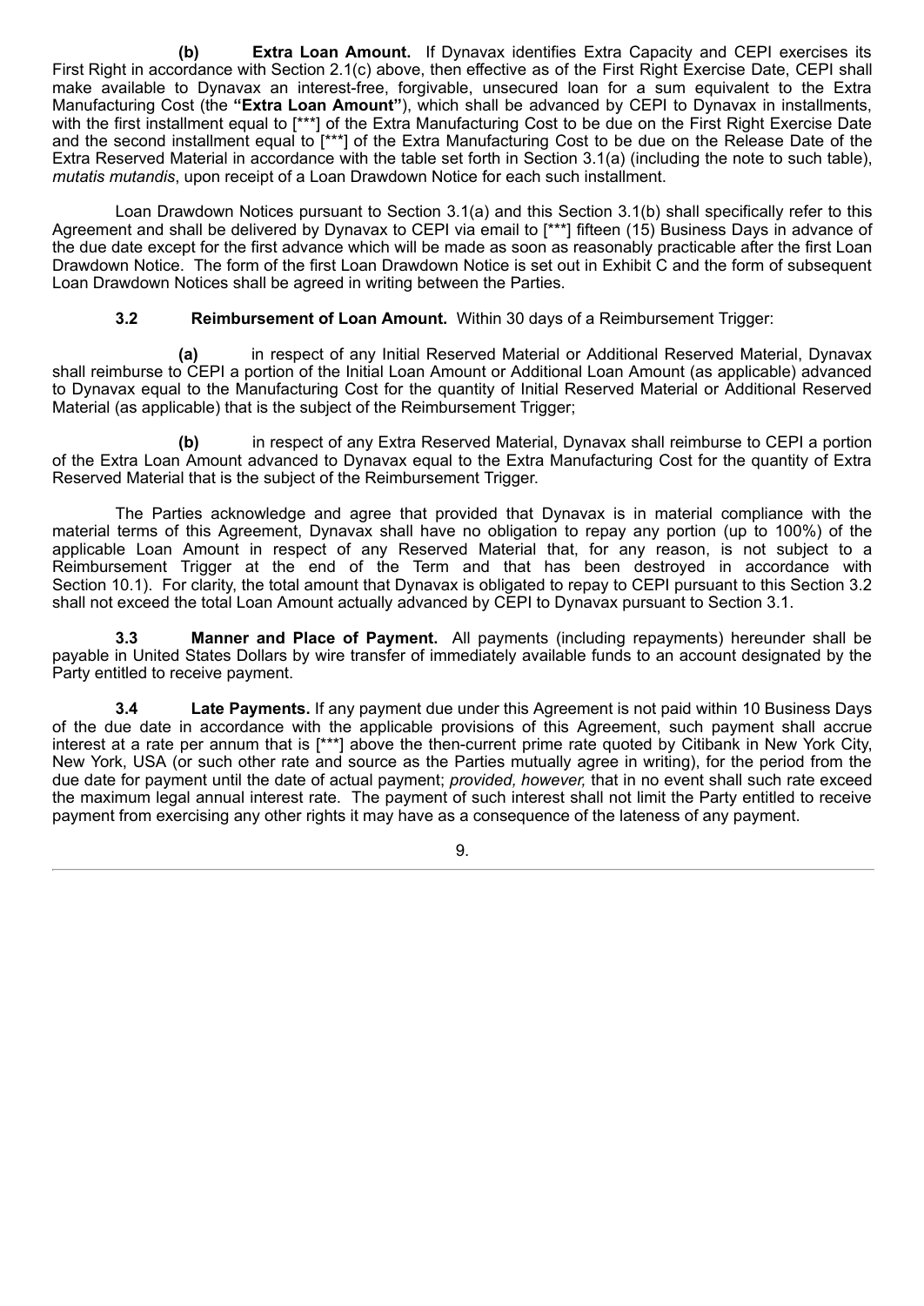**(b) Extra Loan Amount.** If Dynavax identifies Extra Capacity and CEPI exercises its First Right in accordance with Section 2.1(c) above, then effective as of the First Right Exercise Date, CEPI shall make available to Dynavax an interest-free, forgivable, unsecured loan for a sum equivalent to the Extra Manufacturing Cost (the **"Extra Loan Amount"**), which shall be advanced by CEPI to Dynavax in installments, with the first installment equal to [***] of the Extra Manufacturing Cost to be due on the First Right Exercise Date and the second installment equal to [***] of the Extra Manufacturing Cost to be due on the Release Date of the Extra Reserved Material in accordance with the table set forth in Section 3.1(a) (including the note to such table), *mutatis mutandis*, upon receipt of a Loan Drawdown Notice for each such installment.

Loan Drawdown Notices pursuant to Section 3.1(a) and this Section 3.1(b) shall specifically refer to this Agreement and shall be delivered by Dynavax to CEPI via email to [***] fifteen (15) Business Days in advance of the due date except for the first advance which will be made as soon as reasonably practicable after the first Loan Drawdown Notice. The form of the first Loan Drawdown Notice is set out in Exhibit C and the form of subsequent Loan Drawdown Notices shall be agreed in writing between the Parties.

**3.2 Reimbursement of Loan Amount.** Within 30 days of a Reimbursement Trigger:

**(a)** in respect of any Initial Reserved Material or Additional Reserved Material, Dynavax shall reimburse to CEPI a portion of the Initial Loan Amount or Additional Loan Amount (as applicable) advanced to Dynavax equal to the Manufacturing Cost for the quantity of Initial Reserved Material or Additional Reserved Material (as applicable) that is the subject of the Reimbursement Trigger;

**(b)** in respect of any Extra Reserved Material, Dynavax shall reimburse to CEPI a portion of the Extra Loan Amount advanced to Dynavax equal to the Extra Manufacturing Cost for the quantity of Extra Reserved Material that is the subject of the Reimbursement Trigger.

The Parties acknowledge and agree that provided that Dynavax is in material compliance with the material terms of this Agreement, Dynavax shall have no obligation to repay any portion (up to 100%) of the applicable Loan Amount in respect of any Reserved Material that, for any reason, is not subject to a Reimbursement Trigger at the end of the Term and that has been destroyed in accordance with Section 10.1). For clarity, the total amount that Dynavax is obligated to repay to CEPI pursuant to this Section 3.2 shall not exceed the total Loan Amount actually advanced by CEPI to Dynavax pursuant to Section 3.1.

**3.3 Manner and Place of Payment.** All payments (including repayments) hereunder shall be payable in United States Dollars by wire transfer of immediately available funds to an account designated by the Party entitled to receive payment.

**3.4 Late Payments.** If any payment due under this Agreement is not paid within 10 Business Days of the due date in accordance with the applicable provisions of this Agreement, such payment shall accrue interest at a rate per annum that is [***] above the then-current prime rate quoted by Citibank in New York City, New York, USA (or such other rate and source as the Parties mutually agree in writing), for the period from the due date for payment until the date of actual payment; *provided, however,* that in no event shall such rate exceed the maximum legal annual interest rate. The payment of such interest shall not limit the Party entitled to receive payment from exercising any other rights it may have as a consequence of the lateness of any payment.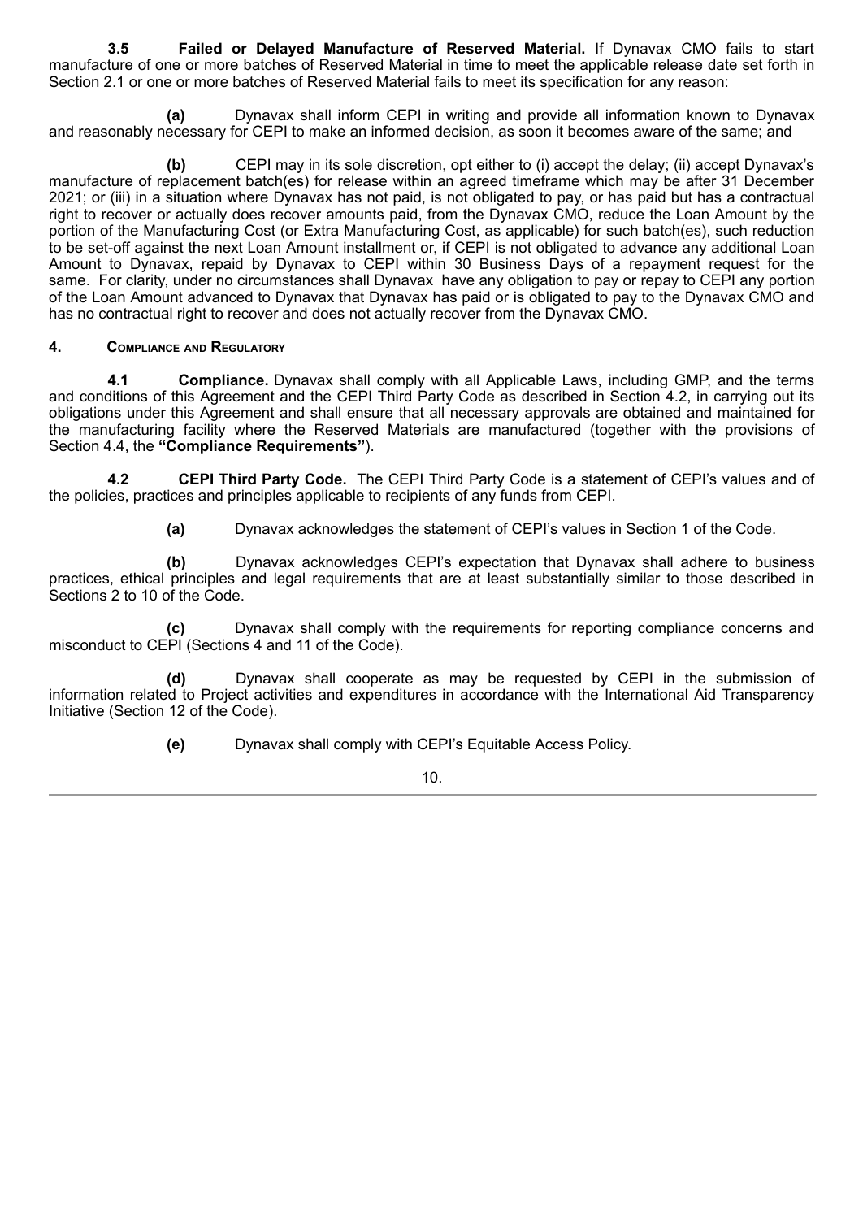**3.5 Failed or Delayed Manufacture of Reserved Material.** If Dynavax CMO fails to start manufacture of one or more batches of Reserved Material in time to meet the applicable release date set forth in Section 2.1 or one or more batches of Reserved Material fails to meet its specification for any reason:

**(a)** Dynavax shall inform CEPI in writing and provide all information known to Dynavax and reasonably necessary for CEPI to make an informed decision, as soon it becomes aware of the same; and

**(b)** CEPI may in its sole discretion, opt either to (i) accept the delay; (ii) accept Dynavax's manufacture of replacement batch(es) for release within an agreed timeframe which may be after 31 December 2021; or (iii) in a situation where Dynavax has not paid, is not obligated to pay, or has paid but has a contractual right to recover or actually does recover amounts paid, from the Dynavax CMO, reduce the Loan Amount by the portion of the Manufacturing Cost (or Extra Manufacturing Cost, as applicable) for such batch(es), such reduction to be set-off against the next Loan Amount installment or, if CEPI is not obligated to advance any additional Loan Amount to Dynavax, repaid by Dynavax to CEPI within 30 Business Days of a repayment request for the same. For clarity, under no circumstances shall Dynavax have any obligation to pay or repay to CEPI any portion of the Loan Amount advanced to Dynavax that Dynavax has paid or is obligated to pay to the Dynavax CMO and has no contractual right to recover and does not actually recover from the Dynavax CMO.

## 4. Compliance and Regulatory

**4.1 Compliance.** Dynavax shall comply with all Applicable Laws, including GMP, and the terms and conditions of this Agreement and the CEPI Third Party Code as described in Section 4.2, in carrying out its obligations under this Agreement and shall ensure that all necessary approvals are obtained and maintained for the manufacturing facility where the Reserved Materials are manufactured (together with the provisions of Section 4.4, the **"Compliance Requirements"**).

**4.2 CEPI Third Party Code.** The CEPI Third Party Code is a statement of CEPI's values and of the policies, practices and principles applicable to recipients of any funds from CEPI.

**(a)** Dynavax acknowledges the statement of CEPI's values in Section 1 of the Code.

**(b)** Dynavax acknowledges CEPI's expectation that Dynavax shall adhere to business practices, ethical principles and legal requirements that are at least substantially similar to those described in Sections 2 to 10 of the Code.

**(c)** Dynavax shall comply with the requirements for reporting compliance concerns and misconduct to CEPI (Sections 4 and 11 of the Code).

**(d)** Dynavax shall cooperate as may be requested by CEPI in the submission of information related to Project activities and expenditures in accordance with the International Aid Transparency Initiative (Section 12 of the Code).

**(e)** Dynavax shall comply with CEPI's Equitable Access Policy.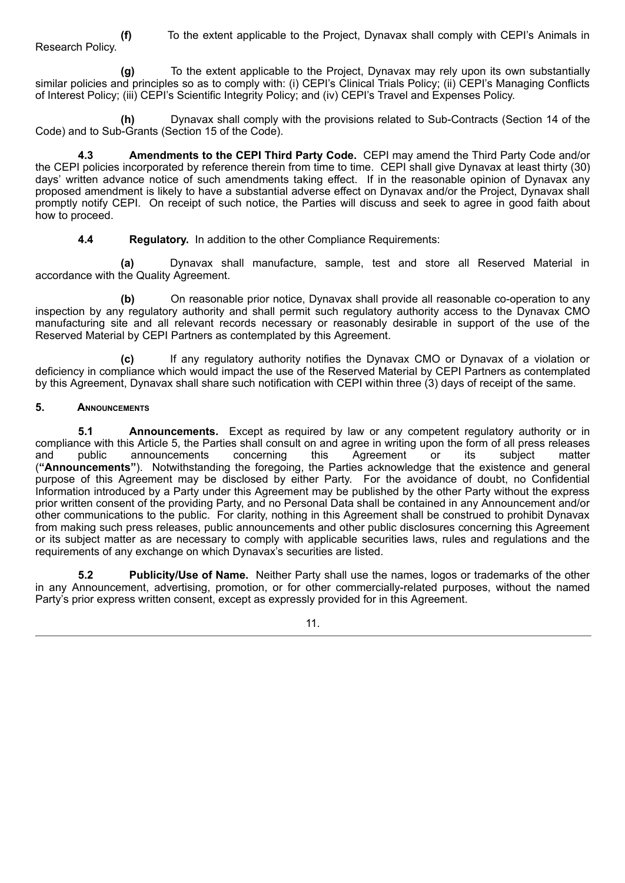**(f)** To the extent applicable to the Project, Dynavax shall comply with CEPI's Animals in Research Policy.

**(g)** To the extent applicable to the Project, Dynavax may rely upon its own substantially similar policies and principles so as to comply with: (i) CEPI's Clinical Trials Policy; (ii) CEPI's Managing Conflicts of Interest Policy; (iii) CEPI's Scientific Integrity Policy; and (iv) CEPI's Travel and Expenses Policy.

**(h)** Dynavax shall comply with the provisions related to Sub-Contracts (Section 14 of the Code) and to Sub-Grants (Section 15 of the Code).

**4.3 Amendments to the CEPI Third Party Code.** CEPI may amend the Third Party Code and/or the CEPI policies incorporated by reference therein from time to time. CEPI shall give Dynavax at least thirty (30) days' written advance notice of such amendments taking effect. If in the reasonable opinion of Dynavax any proposed amendment is likely to have a substantial adverse effect on Dynavax and/or the Project, Dynavax shall promptly notify CEPI. On receipt of such notice, the Parties will discuss and seek to agree in good faith about how to proceed.

**4.4 Regulatory.** In addition to the other Compliance Requirements:

**(a)** Dynavax shall manufacture, sample, test and store all Reserved Material in accordance with the Quality Agreement.

**(b)** On reasonable prior notice, Dynavax shall provide all reasonable co-operation to any inspection by any regulatory authority and shall permit such regulatory authority access to the Dynavax CMO manufacturing site and all relevant records necessary or reasonably desirable in support of the use of the Reserved Material by CEPI Partners as contemplated by this Agreement.

**(c)** If any regulatory authority notifies the Dynavax CMO or Dynavax of a violation or deficiency in compliance which would impact the use of the Reserved Material by CEPI Partners as contemplated by this Agreement, Dynavax shall share such notification with CEPI within three (3) days of receipt of the same.

## 5. Announcements

**5.1 Announcements.** Except as required by law or any competent regulatory authority or in compliance with this Article 5, the Parties shall consult on and agree in writing upon the form of all press releases and public announcements concerning this Agreement or its subject matter (**"Announcements"**). Notwithstanding the foregoing, the Parties acknowledge that the existence and general purpose of this Agreement may be disclosed by either Party. For the avoidance of doubt, no Confidential Information introduced by a Party under this Agreement may be published by the other Party without the express prior written consent of the providing Party, and no Personal Data shall be contained in any Announcement and/or other communications to the public. For clarity, nothing in this Agreement shall be construed to prohibit Dynavax from making such press releases, public announcements and other public disclosures concerning this Agreement or its subject matter as are necessary to comply with applicable securities laws, rules and regulations and the requirements of any exchange on which Dynavax's securities are listed.

**5.2 Publicity/Use of Name.** Neither Party shall use the names, logos or trademarks of the other in any Announcement, advertising, promotion, or for other commercially-related purposes, without the named Party's prior express written consent, except as expressly provided for in this Agreement.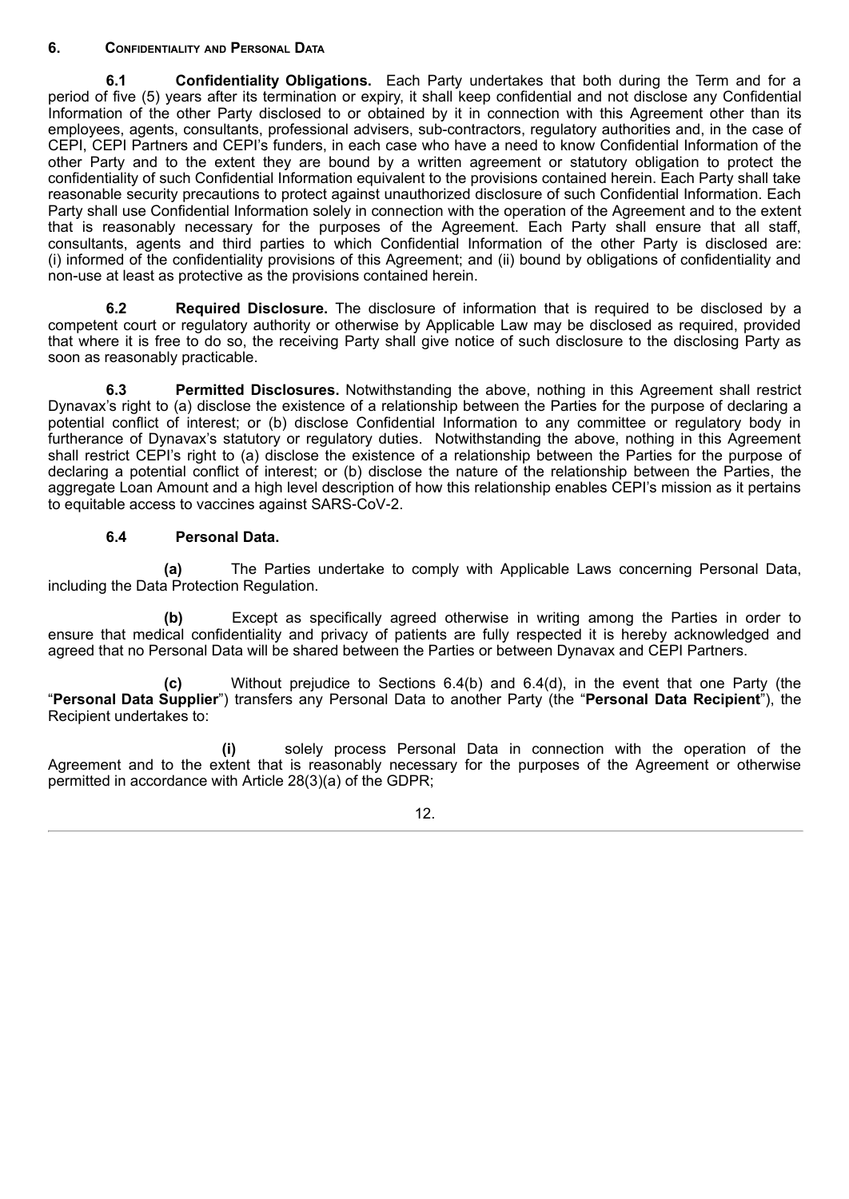## 6. Confidentiality and Personal Data

**6.1 Confidentiality Obligations.** Each Party undertakes that both during the Term and for a period of five (5) years after its termination or expiry, it shall keep confidential and not disclose any Confidential Information of the other Party disclosed to or obtained by it in connection with this Agreement other than its employees, agents, consultants, professional advisers, sub-contractors, regulatory authorities and, in the case of CEPI, CEPI Partners and CEPI's funders, in each case who have a need to know Confidential Information of the other Party and to the extent they are bound by a written agreement or statutory obligation to protect the confidentiality of such Confidential Information equivalent to the provisions contained herein. Each Party shall take reasonable security precautions to protect against unauthorized disclosure of such Confidential Information. Each Party shall use Confidential Information solely in connection with the operation of the Agreement and to the extent that is reasonably necessary for the purposes of the Agreement. Each Party shall ensure that all staff, consultants, agents and third parties to which Confidential Information of the other Party is disclosed are: (i) informed of the confidentiality provisions of this Agreement; and (ii) bound by obligations of confidentiality and non-use at least as protective as the provisions contained herein.

**6.2 Required Disclosure.** The disclosure of information that is required to be disclosed by a competent court or regulatory authority or otherwise by Applicable Law may be disclosed as required, provided that where it is free to do so, the receiving Party shall give notice of such disclosure to the disclosing Party as soon as reasonably practicable.

**6.3 Permitted Disclosures.** Notwithstanding the above, nothing in this Agreement shall restrict Dynavax's right to (a) disclose the existence of a relationship between the Parties for the purpose of declaring a potential conflict of interest; or (b) disclose Confidential Information to any committee or regulatory body in furtherance of Dynavax's statutory or regulatory duties. Notwithstanding the above, nothing in this Agreement shall restrict CEPI's right to (a) disclose the existence of a relationship between the Parties for the purpose of declaring a potential conflict of interest; or (b) disclose the nature of the relationship between the Parties, the aggregate Loan Amount and a high level description of how this relationship enables CEPI's mission as it pertains to equitable access to vaccines against SARS-CoV-2.

**6.4 Personal Data.**

**(a)** The Parties undertake to comply with Applicable Laws concerning Personal Data, including the Data Protection Regulation.

**(b)** Except as specifically agreed otherwise in writing among the Parties in order to ensure that medical confidentiality and privacy of patients are fully respected it is hereby acknowledged and agreed that no Personal Data will be shared between the Parties or between Dynavax and CEPI Partners.

**(c)** Without prejudice to Sections 6.4(b) and 6.4(d), in the event that one Party (the "**Personal Data Supplier**") transfers any Personal Data to another Party (the "**Personal Data Recipient**"), the Recipient undertakes to:

**(i)** solely process Personal Data in connection with the operation of the Agreement and to the extent that is reasonably necessary for the purposes of the Agreement or otherwise permitted in accordance with Article 28(3)(a) of the GDPR;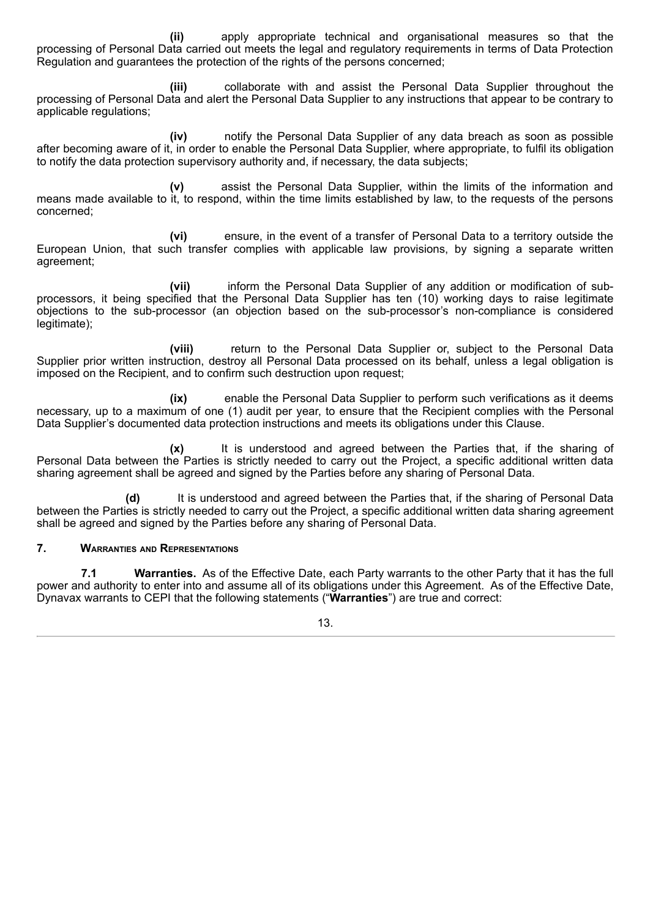(ii) apply appropriate technical and organisational measures so that the processing of Personal Data carried out meets the legal and regulatory requirements in terms of Data Protection Regulation and guarantees the protection of the rights of the persons concerned;

(iii) collaborate with and assist the Personal Data Supplier throughout the processing of Personal Data and alert the Personal Data Supplier to any instructions that appear to be contrary to applicable regulations;

(iv) notify the Personal Data Supplier of any data breach as soon as possible after becoming aware of it, in order to enable the Personal Data Supplier, where appropriate, to fulfil its obligation to notify the data protection supervisory authority and, if necessary, the data subjects;

(v) assist the Personal Data Supplier, within the limits of the information and means made available to it, to respond, within the time limits established by law, to the requests of the persons concerned;

(vi) ensure, in the event of a transfer of Personal Data to a territory outside the European Union, that such transfer complies with applicable law provisions, by signing a separate written agreement;

(vii) inform the Personal Data Supplier of any addition or modification of sub-processors, it being specified that the Personal Data Supplier has ten (10) working days to raise legitimate objections to the sub-processor (an objection based on the sub-processor's non-compliance is considered legitimate);

(viii) return to the Personal Data Supplier or, subject to the Personal Data Supplier prior written instruction, destroy all Personal Data processed on its behalf, unless a legal obligation is imposed on the Recipient, and to confirm such destruction upon request;

(ix) enable the Personal Data Supplier to perform such verifications as it deems necessary, up to a maximum of one (1) audit per year, to ensure that the Recipient complies with the Personal Data Supplier's documented data protection instructions and meets its obligations under this Clause.

(x) It is understood and agreed between the Parties that, if the sharing of Personal Data between the Parties is strictly needed to carry out the Project, a specific additional written data sharing agreement shall be agreed and signed by the Parties before any sharing of Personal Data.

(d) It is understood and agreed between the Parties that, if the sharing of Personal Data between the Parties is strictly needed to carry out the Project, a specific additional written data sharing agreement shall be agreed and signed by the Parties before any sharing of Personal Data.

## 7. Warranties and Representations

**7.1 Warranties.** As of the Effective Date, each Party warrants to the other Party that it has the full power and authority to enter into and assume all of its obligations under this Agreement. As of the Effective Date, Dynavax warrants to CEPI that the following statements ("**Warranties**") are true and correct: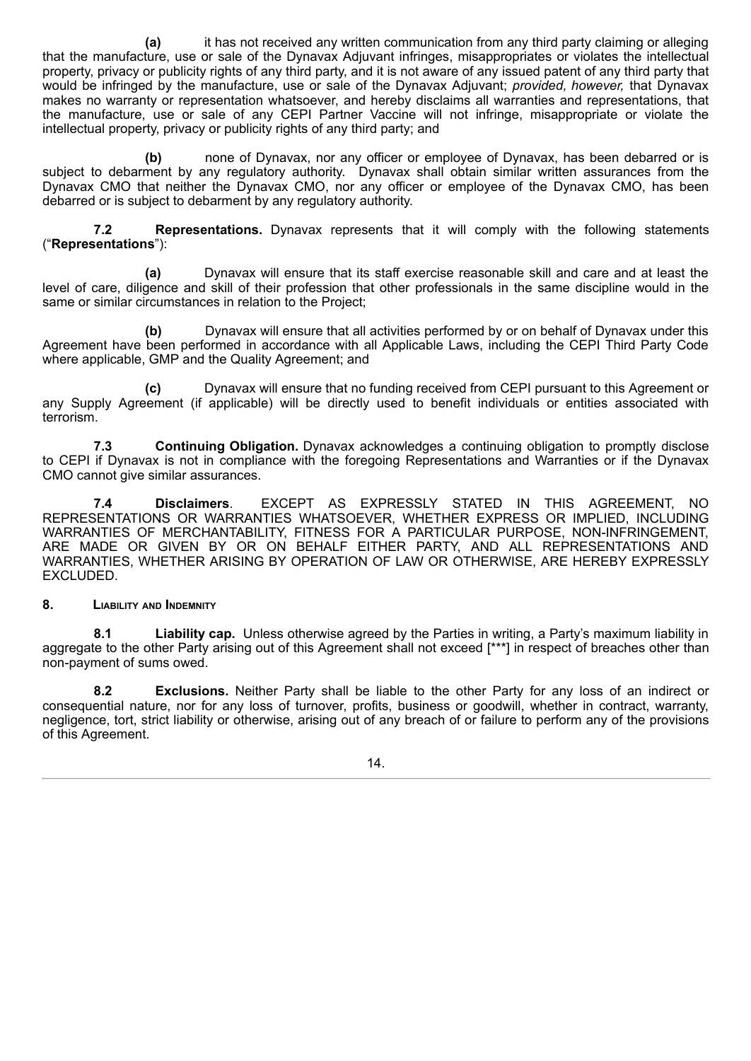**(a)** it has not received any written communication from any third party claiming or alleging that the manufacture, use or sale of the Dynavax Adjuvant infringes, misappropriates or violates the intellectual property, privacy or publicity rights of any third party, and it is not aware of any issued patent of any third party that would be infringed by the manufacture, use or sale of the Dynavax Adjuvant; *provided, however,* that Dynavax makes no warranty or representation whatsoever, and hereby disclaims all warranties and representations, that the manufacture, use or sale of any CEPI Partner Vaccine will not infringe, misappropriate or violate the intellectual property, privacy or publicity rights of any third party; and

**(b)** none of Dynavax, nor any officer or employee of Dynavax, has been debarred or is subject to debarment by any regulatory authority. Dynavax shall obtain similar written assurances from the Dynavax CMO that neither the Dynavax CMO, nor any officer or employee of the Dynavax CMO, has been debarred or is subject to debarment by any regulatory authority.

**7.2 Representations.** Dynavax represents that it will comply with the following statements ("**Representations**"):

**(a)** Dynavax will ensure that its staff exercise reasonable skill and care and at least the level of care, diligence and skill of their profession that other professionals in the same discipline would in the same or similar circumstances in relation to the Project;

**(b)** Dynavax will ensure that all activities performed by or on behalf of Dynavax under this Agreement have been performed in accordance with all Applicable Laws, including the CEPI Third Party Code where applicable, GMP and the Quality Agreement; and

**(c)** Dynavax will ensure that no funding received from CEPI pursuant to this Agreement or any Supply Agreement (if applicable) will be directly used to benefit individuals or entities associated with terrorism.

**7.3 Continuing Obligation.** Dynavax acknowledges a continuing obligation to promptly disclose to CEPI if Dynavax is not in compliance with the foregoing Representations and Warranties or if the Dynavax CMO cannot give similar assurances.

**7.4 Disclaimers**. EXCEPT AS EXPRESSLY STATED IN THIS AGREEMENT, NO REPRESENTATIONS OR WARRANTIES WHATSOEVER, WHETHER EXPRESS OR IMPLIED, INCLUDING WARRANTIES OF MERCHANTABILITY, FITNESS FOR A PARTICULAR PURPOSE, NON-INFRINGEMENT, ARE MADE OR GIVEN BY OR ON BEHALF EITHER PARTY, AND ALL REPRESENTATIONS AND WARRANTIES, WHETHER ARISING BY OPERATION OF LAW OR OTHERWISE, ARE HEREBY EXPRESSLY EXCLUDED.

## 8. Liability and Indemnity

**8.1 Liability cap.** Unless otherwise agreed by the Parties in writing, a Party's maximum liability in aggregate to the other Party arising out of this Agreement shall not exceed [***] in respect of breaches other than non-payment of sums owed.

**8.2 Exclusions.** Neither Party shall be liable to the other Party for any loss of an indirect or consequential nature, nor for any loss of turnover, profits, business or goodwill, whether in contract, warranty, negligence, tort, strict liability or otherwise, arising out of any breach of or failure to perform any of the provisions of this Agreement.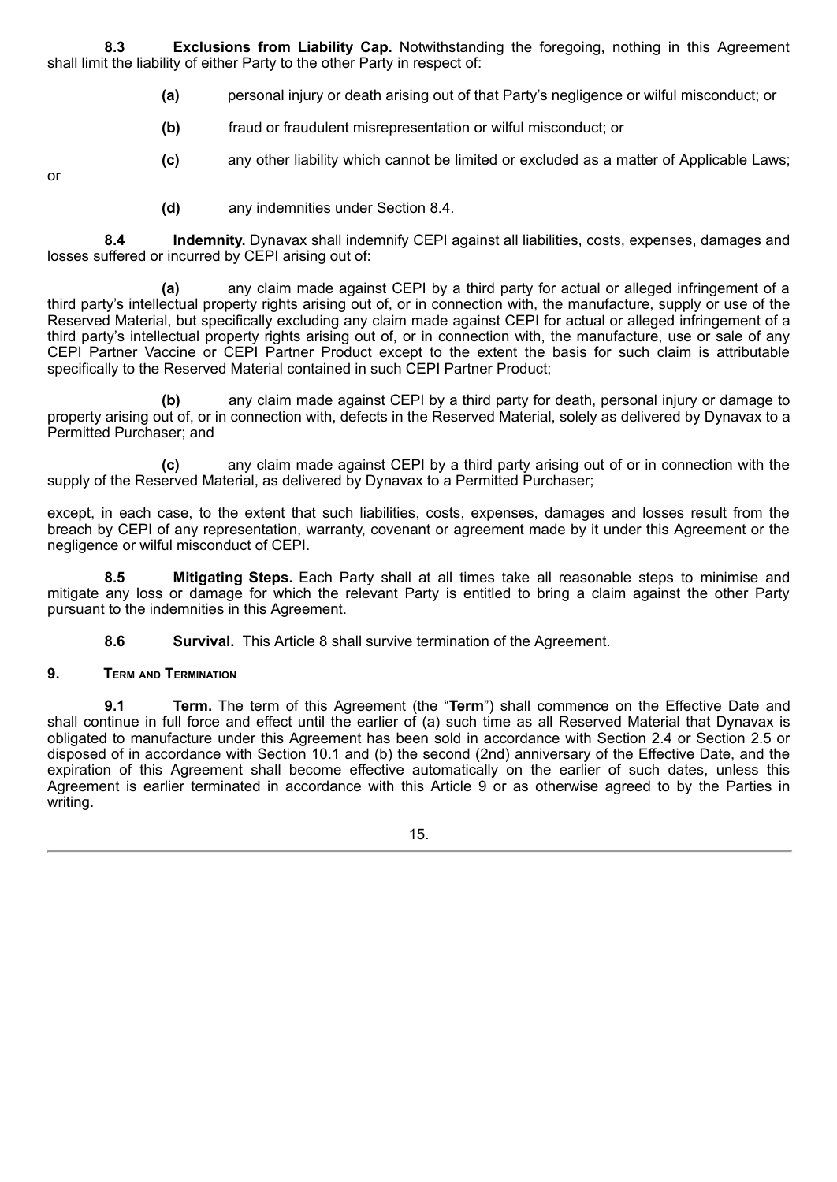**8.3 Exclusions from Liability Cap.** Notwithstanding the foregoing, nothing in this Agreement shall limit the liability of either Party to the other Party in respect of:

**(a)** personal injury or death arising out of that Party's negligence or wilful misconduct; or

**(b)** fraud or fraudulent misrepresentation or wilful misconduct; or

**(c)** any other liability which cannot be limited or excluded as a matter of Applicable Laws; or

**(d)** any indemnities under Section 8.4.

**8.4 Indemnity.** Dynavax shall indemnify CEPI against all liabilities, costs, expenses, damages and losses suffered or incurred by CEPI arising out of:

**(a)** any claim made against CEPI by a third party for actual or alleged infringement of a third party's intellectual property rights arising out of, or in connection with, the manufacture, supply or use of the Reserved Material, but specifically excluding any claim made against CEPI for actual or alleged infringement of a third party's intellectual property rights arising out of, or in connection with, the manufacture, use or sale of any CEPI Partner Vaccine or CEPI Partner Product except to the extent the basis for such claim is attributable specifically to the Reserved Material contained in such CEPI Partner Product;

**(b)** any claim made against CEPI by a third party for death, personal injury or damage to property arising out of, or in connection with, defects in the Reserved Material, solely as delivered by Dynavax to a Permitted Purchaser; and

**(c)** any claim made against CEPI by a third party arising out of or in connection with the supply of the Reserved Material, as delivered by Dynavax to a Permitted Purchaser;

except, in each case, to the extent that such liabilities, costs, expenses, damages and losses result from the breach by CEPI of any representation, warranty, covenant or agreement made by it under this Agreement or the negligence or wilful misconduct of CEPI.

**8.5 Mitigating Steps.** Each Party shall at all times take all reasonable steps to minimise and mitigate any loss or damage for which the relevant Party is entitled to bring a claim against the other Party pursuant to the indemnities in this Agreement.

**8.6 Survival.** This Article 8 shall survive termination of the Agreement.

## 9. Term and Termination

**9.1 Term.** The term of this Agreement (the "**Term**") shall commence on the Effective Date and shall continue in full force and effect until the earlier of (a) such time as all Reserved Material that Dynavax is obligated to manufacture under this Agreement has been sold in accordance with Section 2.4 or Section 2.5 or disposed of in accordance with Section 10.1 and (b) the second (2nd) anniversary of the Effective Date, and the expiration of this Agreement shall become effective automatically on the earlier of such dates, unless this Agreement is earlier terminated in accordance with this Article 9 or as otherwise agreed to by the Parties in writing.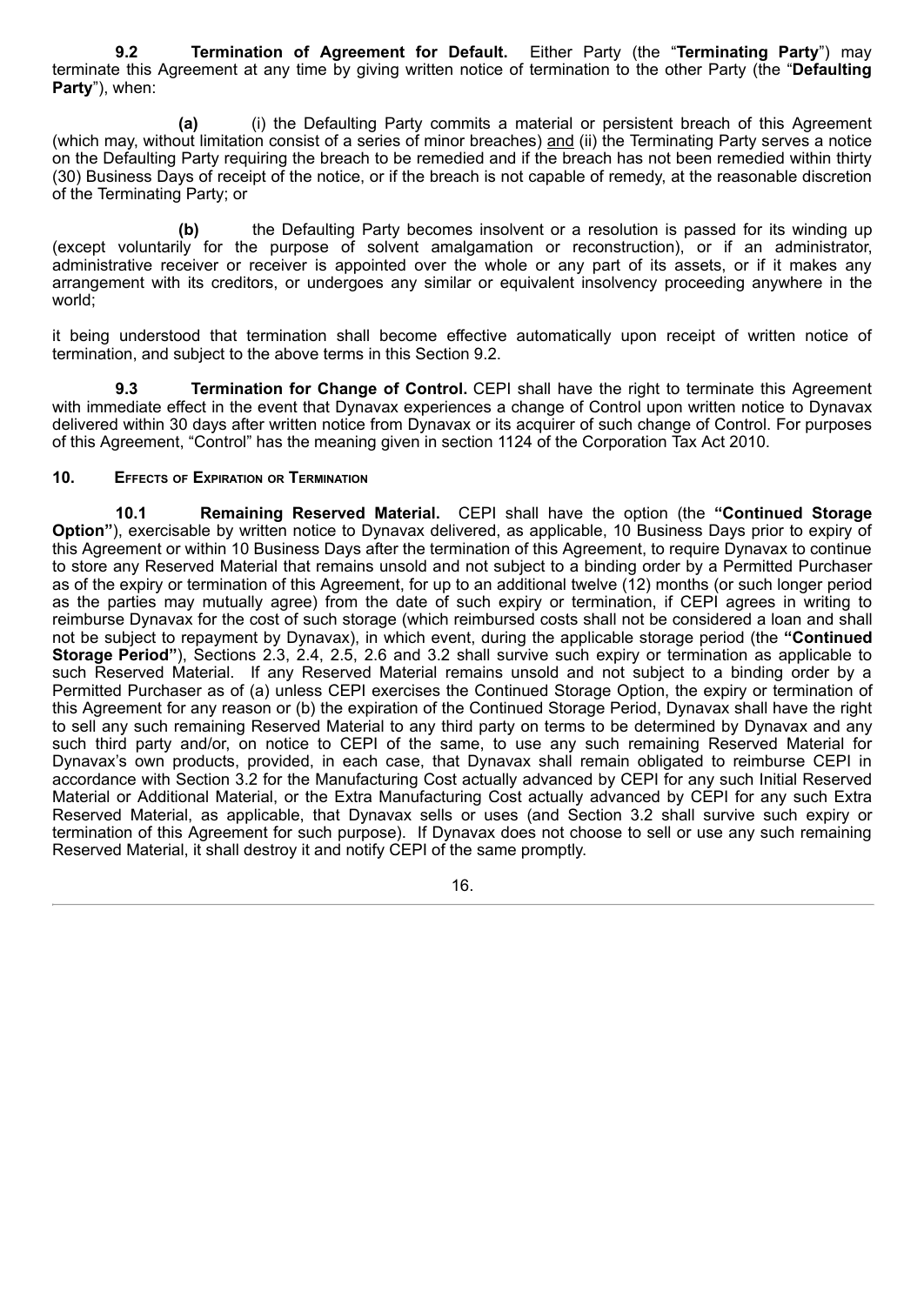**9.2 Termination of Agreement for Default.** Either Party (the "**Terminating Party**") may terminate this Agreement at any time by giving written notice of termination to the other Party (the "**Defaulting Party**"), when:

**(a)** (i) the Defaulting Party commits a material or persistent breach of this Agreement (which may, without limitation consist of a series of minor breaches) and (ii) the Terminating Party serves a notice on the Defaulting Party requiring the breach to be remedied and if the breach has not been remedied within thirty (30) Business Days of receipt of the notice, or if the breach is not capable of remedy, at the reasonable discretion of the Terminating Party; or

**(b)** the Defaulting Party becomes insolvent or a resolution is passed for its winding up (except voluntarily for the purpose of solvent amalgamation or reconstruction), or if an administrator, administrative receiver or receiver is appointed over the whole or any part of its assets, or if it makes any arrangement with its creditors, or undergoes any similar or equivalent insolvency proceeding anywhere in the world;

it being understood that termination shall become effective automatically upon receipt of written notice of termination, and subject to the above terms in this Section 9.2.

**9.3 Termination for Change of Control.** CEPI shall have the right to terminate this Agreement with immediate effect in the event that Dynavax experiences a change of Control upon written notice to Dynavax delivered within 30 days after written notice from Dynavax or its acquirer of such change of Control. For purposes of this Agreement, "Control" has the meaning given in section 1124 of the Corporation Tax Act 2010.

## 10. Effects of Expiration or Termination

**10.1 Remaining Reserved Material.** CEPI shall have the option (the **"Continued Storage Option"**), exercisable by written notice to Dynavax delivered, as applicable, 10 Business Days prior to expiry of this Agreement or within 10 Business Days after the termination of this Agreement, to require Dynavax to continue to store any Reserved Material that remains unsold and not subject to a binding order by a Permitted Purchaser as of the expiry or termination of this Agreement, for up to an additional twelve (12) months (or such longer period as the parties may mutually agree) from the date of such expiry or termination, if CEPI agrees in writing to reimburse Dynavax for the cost of such storage (which reimbursed costs shall not be considered a loan and shall not be subject to repayment by Dynavax), in which event, during the applicable storage period (the **"Continued Storage Period"**), Sections 2.3, 2.4, 2.5, 2.6 and 3.2 shall survive such expiry or termination as applicable to such Reserved Material. If any Reserved Material remains unsold and not subject to a binding order by a Permitted Purchaser as of (a) unless CEPI exercises the Continued Storage Option, the expiry or termination of this Agreement for any reason or (b) the expiration of the Continued Storage Period, Dynavax shall have the right to sell any such remaining Reserved Material to any third party on terms to be determined by Dynavax and any such third party and/or, on notice to CEPI of the same, to use any such remaining Reserved Material for Dynavax's own products, provided, in each case, that Dynavax shall remain obligated to reimburse CEPI in accordance with Section 3.2 for the Manufacturing Cost actually advanced by CEPI for any such Initial Reserved Material or Additional Material, or the Extra Manufacturing Cost actually advanced by CEPI for any such Extra Reserved Material, as applicable, that Dynavax sells or uses (and Section 3.2 shall survive such expiry or termination of this Agreement for such purpose). If Dynavax does not choose to sell or use any such remaining Reserved Material, it shall destroy it and notify CEPI of the same promptly.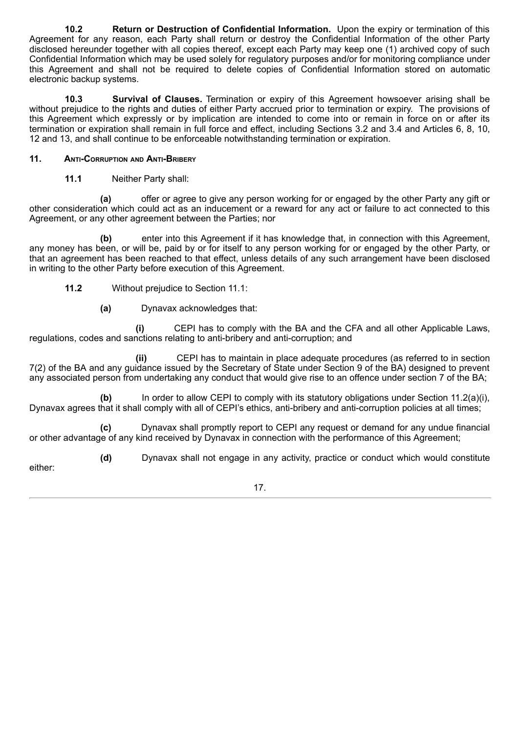**10.2 Return or Destruction of Confidential Information.** Upon the expiry or termination of this Agreement for any reason, each Party shall return or destroy the Confidential Information of the other Party disclosed hereunder together with all copies thereof, except each Party may keep one (1) archived copy of such Confidential Information which may be used solely for regulatory purposes and/or for monitoring compliance under this Agreement and shall not be required to delete copies of Confidential Information stored on automatic electronic backup systems.

**10.3 Survival of Clauses.** Termination or expiry of this Agreement howsoever arising shall be without prejudice to the rights and duties of either Party accrued prior to termination or expiry. The provisions of this Agreement which expressly or by implication are intended to come into or remain in force on or after its termination or expiration shall remain in full force and effect, including Sections 3.2 and 3.4 and Articles 6, 8, 10, 12 and 13, and shall continue to be enforceable notwithstanding termination or expiration.

## 11. Anti-Corruption and Anti-Bribery

**11.1** Neither Party shall:

**(a)** offer or agree to give any person working for or engaged by the other Party any gift or other consideration which could act as an inducement or a reward for any act or failure to act connected to this Agreement, or any other agreement between the Parties; nor

**(b)** enter into this Agreement if it has knowledge that, in connection with this Agreement, any money has been, or will be, paid by or for itself to any person working for or engaged by the other Party, or that an agreement has been reached to that effect, unless details of any such arrangement have been disclosed in writing to the other Party before execution of this Agreement.

**11.2** Without prejudice to Section 11.1:

**(a)** Dynavax acknowledges that:

**(i)** CEPI has to comply with the BA and the CFA and all other Applicable Laws, regulations, codes and sanctions relating to anti-bribery and anti-corruption; and

**(ii)** CEPI has to maintain in place adequate procedures (as referred to in section 7(2) of the BA and any guidance issued by the Secretary of State under Section 9 of the BA) designed to prevent any associated person from undertaking any conduct that would give rise to an offence under section 7 of the BA;

**(b)** In order to allow CEPI to comply with its statutory obligations under Section 11.2(a)(i), Dynavax agrees that it shall comply with all of CEPI's ethics, anti-bribery and anti-corruption policies at all times;

**(c)** Dynavax shall promptly report to CEPI any request or demand for any undue financial or other advantage of any kind received by Dynavax in connection with the performance of this Agreement;

**(d)** Dynavax shall not engage in any activity, practice or conduct which would constitute either: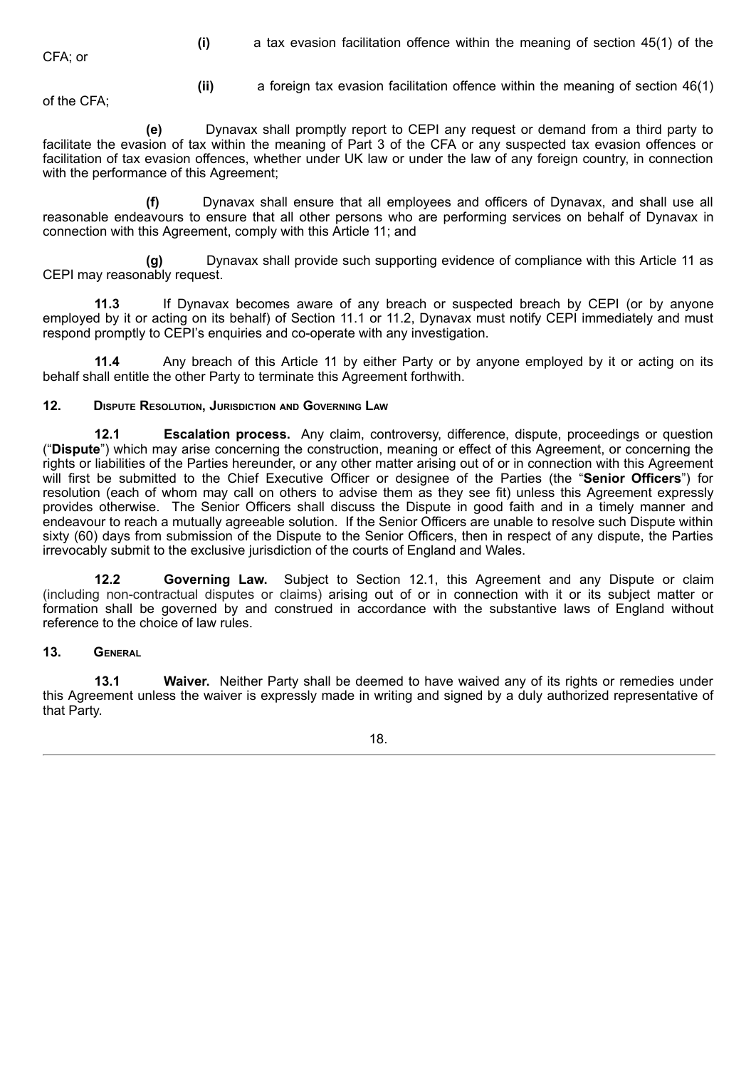**(i)** a tax evasion facilitation offence within the meaning of section 45(1) of the CFA; or

**(ii)** a foreign tax evasion facilitation offence within the meaning of section 46(1) of the CFA;

**(e)** Dynavax shall promptly report to CEPI any request or demand from a third party to facilitate the evasion of tax within the meaning of Part 3 of the CFA or any suspected tax evasion offences or facilitation of tax evasion offences, whether under UK law or under the law of any foreign country, in connection with the performance of this Agreement;

**(f)** Dynavax shall ensure that all employees and officers of Dynavax, and shall use all reasonable endeavours to ensure that all other persons who are performing services on behalf of Dynavax in connection with this Agreement, comply with this Article 11; and

**(g)** Dynavax shall provide such supporting evidence of compliance with this Article 11 as CEPI may reasonably request.

**11.3** If Dynavax becomes aware of any breach or suspected breach by CEPI (or by anyone employed by it or acting on its behalf) of Section 11.1 or 11.2, Dynavax must notify CEPI immediately and must respond promptly to CEPI's enquiries and co-operate with any investigation.

**11.4** Any breach of this Article 11 by either Party or by anyone employed by it or acting on its behalf shall entitle the other Party to terminate this Agreement forthwith.

## 12. Dispute Resolution, Jurisdiction and Governing Law

**12.1 Escalation process.** Any claim, controversy, difference, dispute, proceedings or question ("**Dispute**") which may arise concerning the construction, meaning or effect of this Agreement, or concerning the rights or liabilities of the Parties hereunder, or any other matter arising out of or in connection with this Agreement will first be submitted to the Chief Executive Officer or designee of the Parties (the "**Senior Officers**") for resolution (each of whom may call on others to advise them as they see fit) unless this Agreement expressly provides otherwise. The Senior Officers shall discuss the Dispute in good faith and in a timely manner and endeavour to reach a mutually agreeable solution. If the Senior Officers are unable to resolve such Dispute within sixty (60) days from submission of the Dispute to the Senior Officers, then in respect of any dispute, the Parties irrevocably submit to the exclusive jurisdiction of the courts of England and Wales.

**12.2 Governing Law.** Subject to Section 12.1, this Agreement and any Dispute or claim (including non-contractual disputes or claims) arising out of or in connection with it or its subject matter or formation shall be governed by and construed in accordance with the substantive laws of England without reference to the choice of law rules.

## 13. General

**13.1 Waiver.** Neither Party shall be deemed to have waived any of its rights or remedies under this Agreement unless the waiver is expressly made in writing and signed by a duly authorized representative of that Party.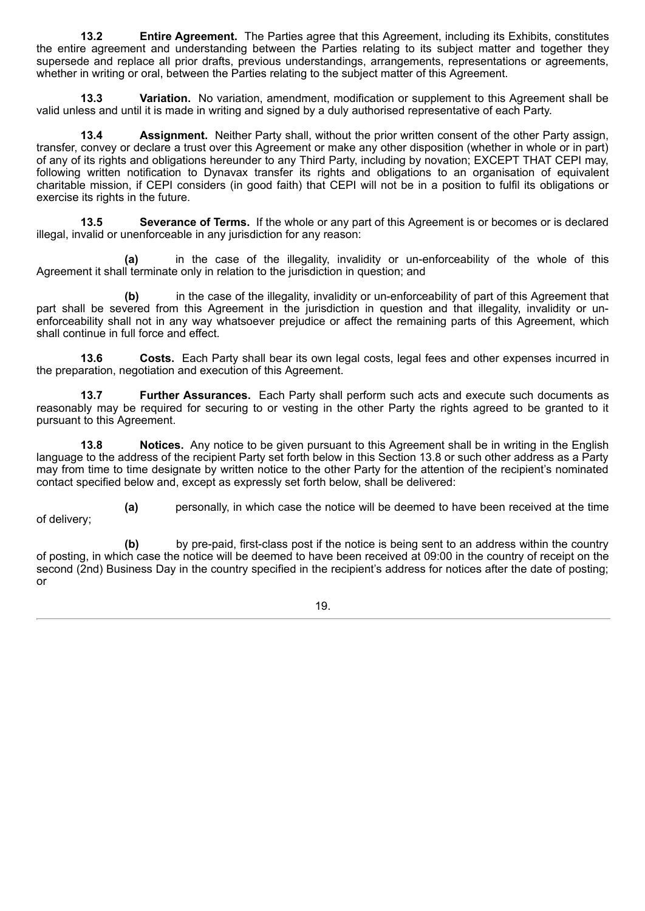**13.2 Entire Agreement.** The Parties agree that this Agreement, including its Exhibits, constitutes the entire agreement and understanding between the Parties relating to its subject matter and together they supersede and replace all prior drafts, previous understandings, arrangements, representations or agreements, whether in writing or oral, between the Parties relating to the subject matter of this Agreement.

**13.3 Variation.** No variation, amendment, modification or supplement to this Agreement shall be valid unless and until it is made in writing and signed by a duly authorised representative of each Party.

**13.4 Assignment.** Neither Party shall, without the prior written consent of the other Party assign, transfer, convey or declare a trust over this Agreement or make any other disposition (whether in whole or in part) of any of its rights and obligations hereunder to any Third Party, including by novation; EXCEPT THAT CEPI may, following written notification to Dynavax transfer its rights and obligations to an organisation of equivalent charitable mission, if CEPI considers (in good faith) that CEPI will not be in a position to fulfil its obligations or exercise its rights in the future.

**13.5 Severance of Terms.** If the whole or any part of this Agreement is or becomes or is declared illegal, invalid or unenforceable in any jurisdiction for any reason:

**(a)** in the case of the illegality, invalidity or un-enforceability of the whole of this Agreement it shall terminate only in relation to the jurisdiction in question; and

**(b)** in the case of the illegality, invalidity or un-enforceability of part of this Agreement that part shall be severed from this Agreement in the jurisdiction in question and that illegality, invalidity or un-enforceability shall not in any way whatsoever prejudice or affect the remaining parts of this Agreement, which shall continue in full force and effect.

**13.6 Costs.** Each Party shall bear its own legal costs, legal fees and other expenses incurred in the preparation, negotiation and execution of this Agreement.

**13.7 Further Assurances.** Each Party shall perform such acts and execute such documents as reasonably may be required for securing to or vesting in the other Party the rights agreed to be granted to it pursuant to this Agreement.

**13.8 Notices.** Any notice to be given pursuant to this Agreement shall be in writing in the English language to the address of the recipient Party set forth below in this Section 13.8 or such other address as a Party may from time to time designate by written notice to the other Party for the attention of the recipient's nominated contact specified below and, except as expressly set forth below, shall be delivered:

**(a)** personally, in which case the notice will be deemed to have been received at the time of delivery;

**(b)** by pre-paid, first-class post if the notice is being sent to an address within the country of posting, in which case the notice will be deemed to have been received at 09:00 in the country of receipt on the second (2nd) Business Day in the country specified in the recipient's address for notices after the date of posting; or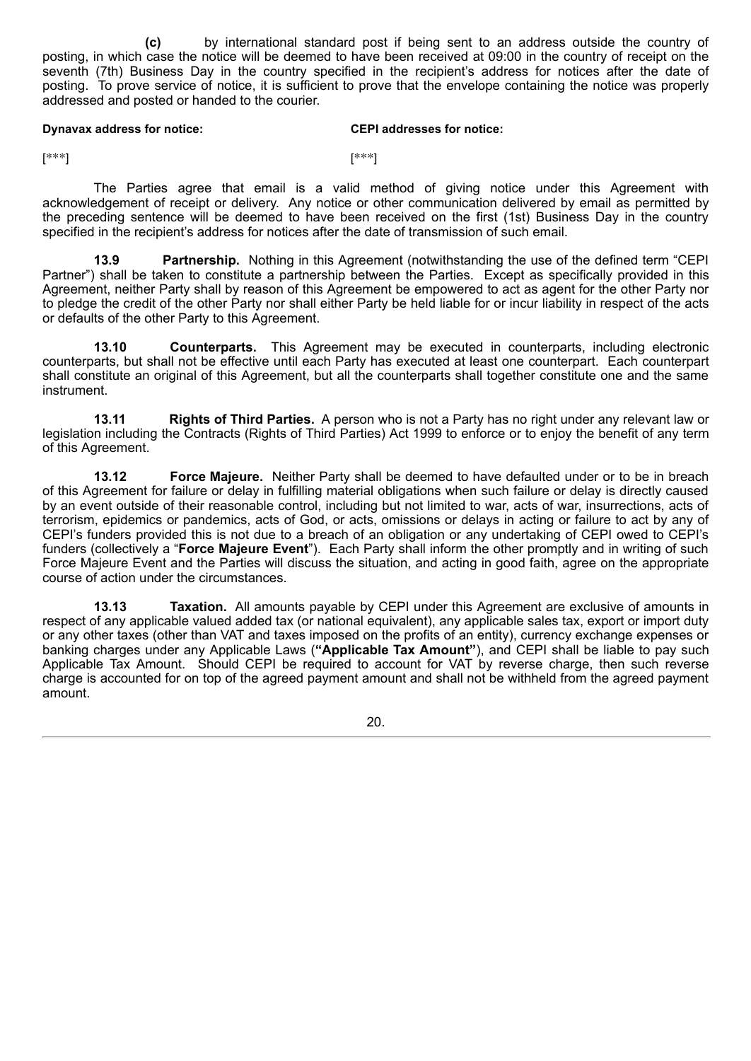**(c)** by international standard post if being sent to an address outside the country of posting, in which case the notice will be deemed to have been received at 09:00 in the country of receipt on the seventh (7th) Business Day in the country specified in the recipient's address for notices after the date of posting. To prove service of notice, it is sufficient to prove that the envelope containing the notice was properly addressed and posted or handed to the courier.

| **Dynavax address for notice:** | **CEPI addresses for notice:** |
|---|---|
| [***] | [***] |

The Parties agree that email is a valid method of giving notice under this Agreement with acknowledgement of receipt or delivery. Any notice or other communication delivered by email as permitted by the preceding sentence will be deemed to have been received on the first (1st) Business Day in the country specified in the recipient's address for notices after the date of transmission of such email.

**13.9 Partnership.** Nothing in this Agreement (notwithstanding the use of the defined term "CEPI Partner") shall be taken to constitute a partnership between the Parties. Except as specifically provided in this Agreement, neither Party shall by reason of this Agreement be empowered to act as agent for the other Party nor to pledge the credit of the other Party nor shall either Party be held liable for or incur liability in respect of the acts or defaults of the other Party to this Agreement.

**13.10 Counterparts.** This Agreement may be executed in counterparts, including electronic counterparts, but shall not be effective until each Party has executed at least one counterpart. Each counterpart shall constitute an original of this Agreement, but all the counterparts shall together constitute one and the same instrument.

**13.11 Rights of Third Parties.** A person who is not a Party has no right under any relevant law or legislation including the Contracts (Rights of Third Parties) Act 1999 to enforce or to enjoy the benefit of any term of this Agreement.

**13.12 Force Majeure.** Neither Party shall be deemed to have defaulted under or to be in breach of this Agreement for failure or delay in fulfilling material obligations when such failure or delay is directly caused by an event outside of their reasonable control, including but not limited to war, acts of war, insurrections, acts of terrorism, epidemics or pandemics, acts of God, or acts, omissions or delays in acting or failure to act by any of CEPI's funders provided this is not due to a breach of an obligation or any undertaking of CEPI owed to CEPI's funders (collectively a "**Force Majeure Event**"). Each Party shall inform the other promptly and in writing of such Force Majeure Event and the Parties will discuss the situation, and acting in good faith, agree on the appropriate course of action under the circumstances.

**13.13 Taxation.** All amounts payable by CEPI under this Agreement are exclusive of amounts in respect of any applicable valued added tax (or national equivalent), any applicable sales tax, export or import duty or any other taxes (other than VAT and taxes imposed on the profits of an entity), currency exchange expenses or banking charges under any Applicable Laws (**"Applicable Tax Amount"**), and CEPI shall be liable to pay such Applicable Tax Amount. Should CEPI be required to account for VAT by reverse charge, then such reverse charge is accounted for on top of the agreed payment amount and shall not be withheld from the agreed payment amount.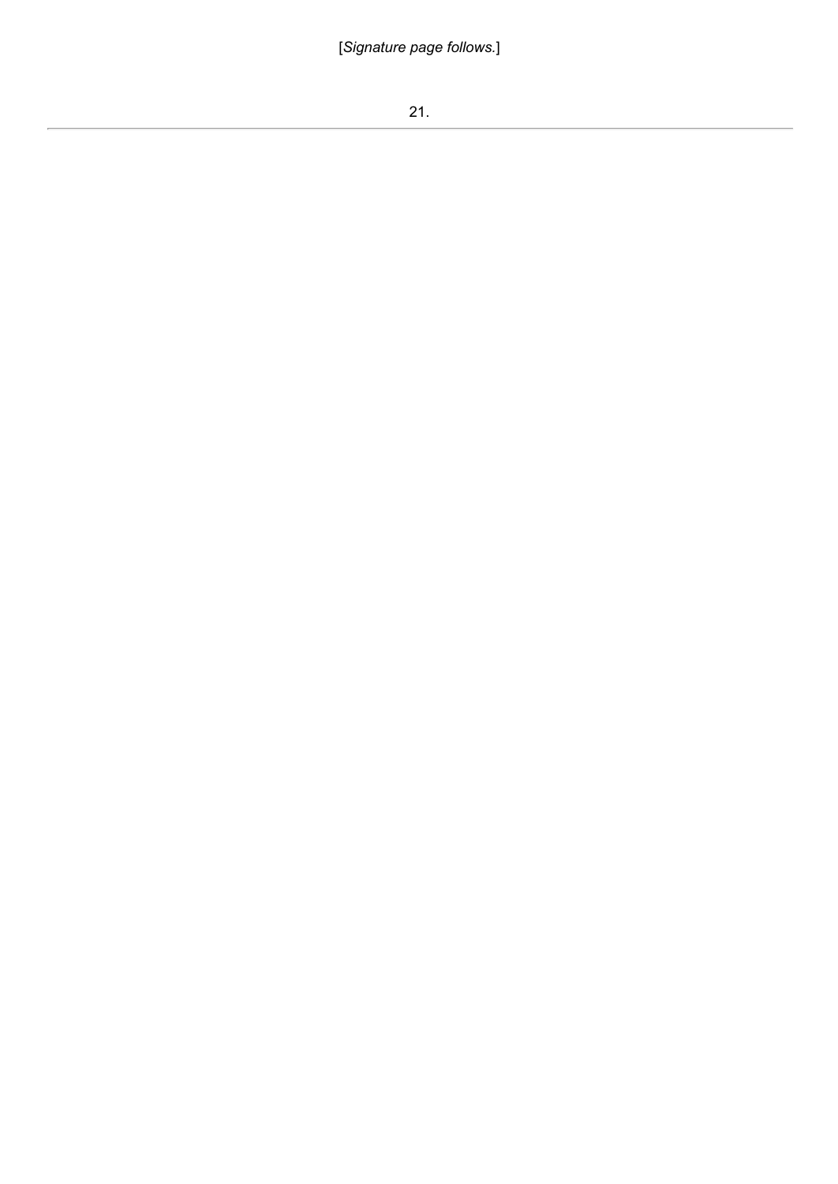[*Signature page follows.*]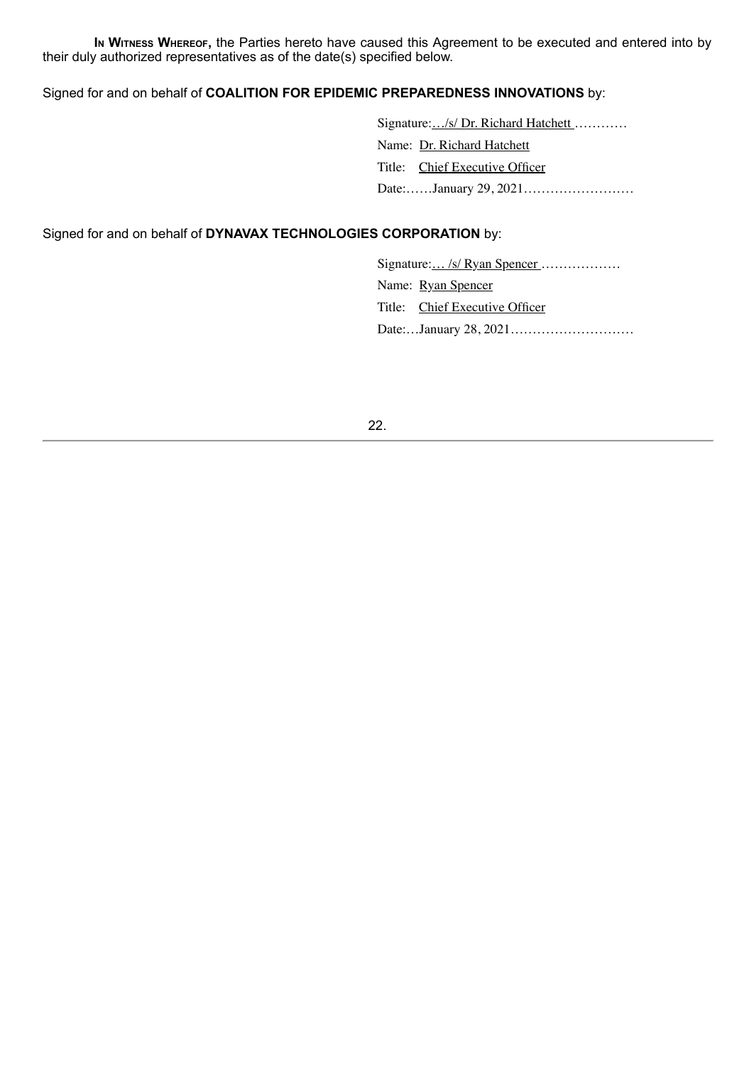**In Witness Whereof,** the Parties hereto have caused this Agreement to be executed and entered into by their duly authorized representatives as of the date(s) specified below.

Signed for and on behalf of **COALITION FOR EPIDEMIC PREPAREDNESS INNOVATIONS** by:

Signature:…/s/ Dr. Richard Hatchett …………

Name: Dr. Richard Hatchett

Title: Chief Executive Officer

Date:……January 29, 2021…………………….

Signed for and on behalf of **DYNAVAX TECHNOLOGIES CORPORATION** by:

Signature:… /s/ Ryan Spencer ………………

Name: Ryan Spencer

Title: Chief Executive Officer

Date:…January 28, 2021………………………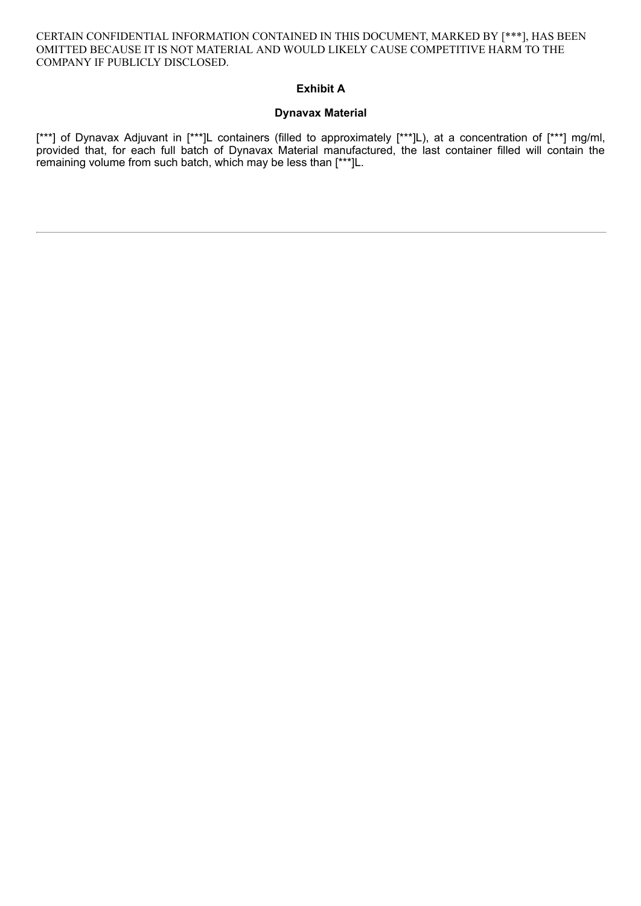CERTAIN CONFIDENTIAL INFORMATION CONTAINED IN THIS DOCUMENT, MARKED BY [***], HAS BEEN OMITTED BECAUSE IT IS NOT MATERIAL AND WOULD LIKELY CAUSE COMPETITIVE HARM TO THE COMPANY IF PUBLICLY DISCLOSED.

## Exhibit A

### Dynavax Material

[***] of Dynavax Adjuvant in [***]L containers (filled to approximately [***]L), at a concentration of [***] mg/ml, provided that, for each full batch of Dynavax Material manufactured, the last container filled will contain the remaining volume from such batch, which may be less than [***]L.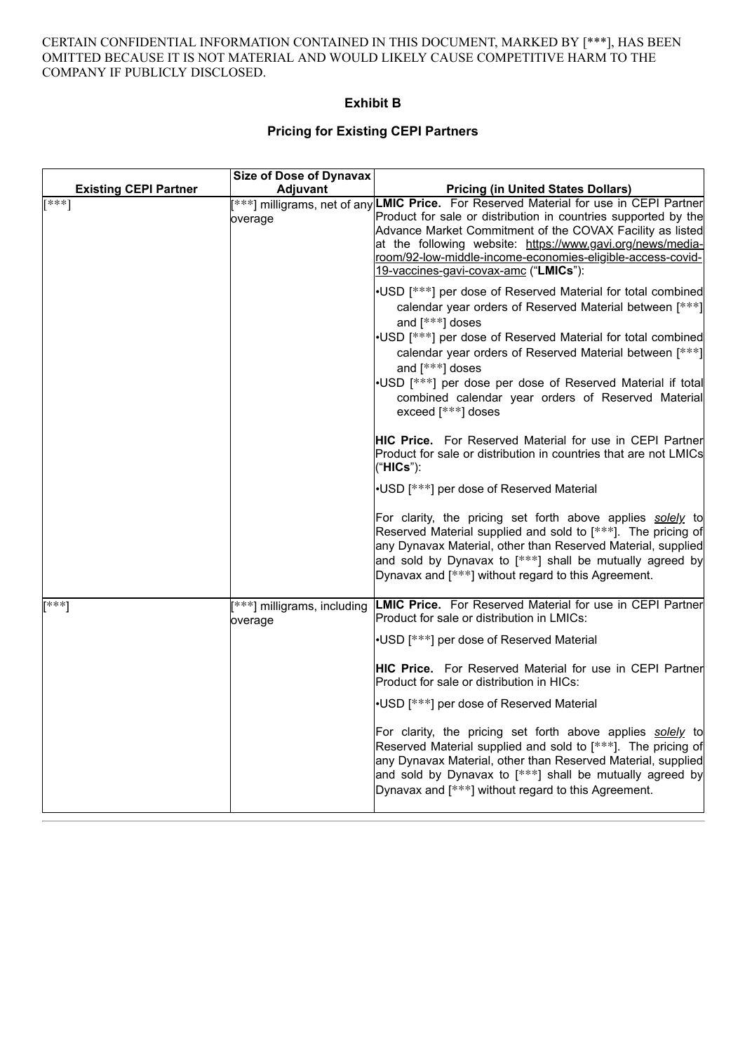CERTAIN CONFIDENTIAL INFORMATION CONTAINED IN THIS DOCUMENT, MARKED BY [***], HAS BEEN OMITTED BECAUSE IT IS NOT MATERIAL AND WOULD LIKELY CAUSE COMPETITIVE HARM TO THE COMPANY IF PUBLICLY DISCLOSED.

## Exhibit B

### Pricing for Existing CEPI Partners

| Existing CEPI Partner | Size of Dose of Dynavax Adjuvant | Pricing (in United States Dollars) |
|---|---|---|
| [***] | [***] milligrams, net of any overage | **LMIC Price.** For Reserved Material for use in CEPI Partner Product for sale or distribution in countries supported by the Advance Market Commitment of the COVAX Facility as listed at the following website: https://www.gavi.org/news/media-room/92-low-middle-income-economies-eligible-access-covid-19-vaccines-gavi-covax-amc ("**LMICs**"):<br><br>•USD [***] per dose of Reserved Material for total combined calendar year orders of Reserved Material between [***] and [***] doses<br>•USD [***] per dose of Reserved Material for total combined calendar year orders of Reserved Material between [***] and [***] doses<br>•USD [***] per dose per dose of Reserved Material if total combined calendar year orders of Reserved Material exceed [***] doses<br><br>**HIC Price.** For Reserved Material for use in CEPI Partner Product for sale or distribution in countries that are not LMICs ("**HICs**"):<br><br>•USD [***] per dose of Reserved Material<br><br>For clarity, the pricing set forth above applies *solely* to Reserved Material supplied and sold to [***]. The pricing of any Dynavax Material, other than Reserved Material, supplied and sold by Dynavax to [***] shall be mutually agreed by Dynavax and [***] without regard to this Agreement. |
| [***] | [***] milligrams, including overage | **LMIC Price.** For Reserved Material for use in CEPI Partner Product for sale or distribution in LMICs:<br><br>•USD [***] per dose of Reserved Material<br><br>**HIC Price.** For Reserved Material for use in CEPI Partner Product for sale or distribution in HICs:<br><br>•USD [***] per dose of Reserved Material<br><br>For clarity, the pricing set forth above applies *solely* to Reserved Material supplied and sold to [***]. The pricing of any Dynavax Material, other than Reserved Material, supplied and sold by Dynavax to [***] shall be mutually agreed by Dynavax and [***] without regard to this Agreement. |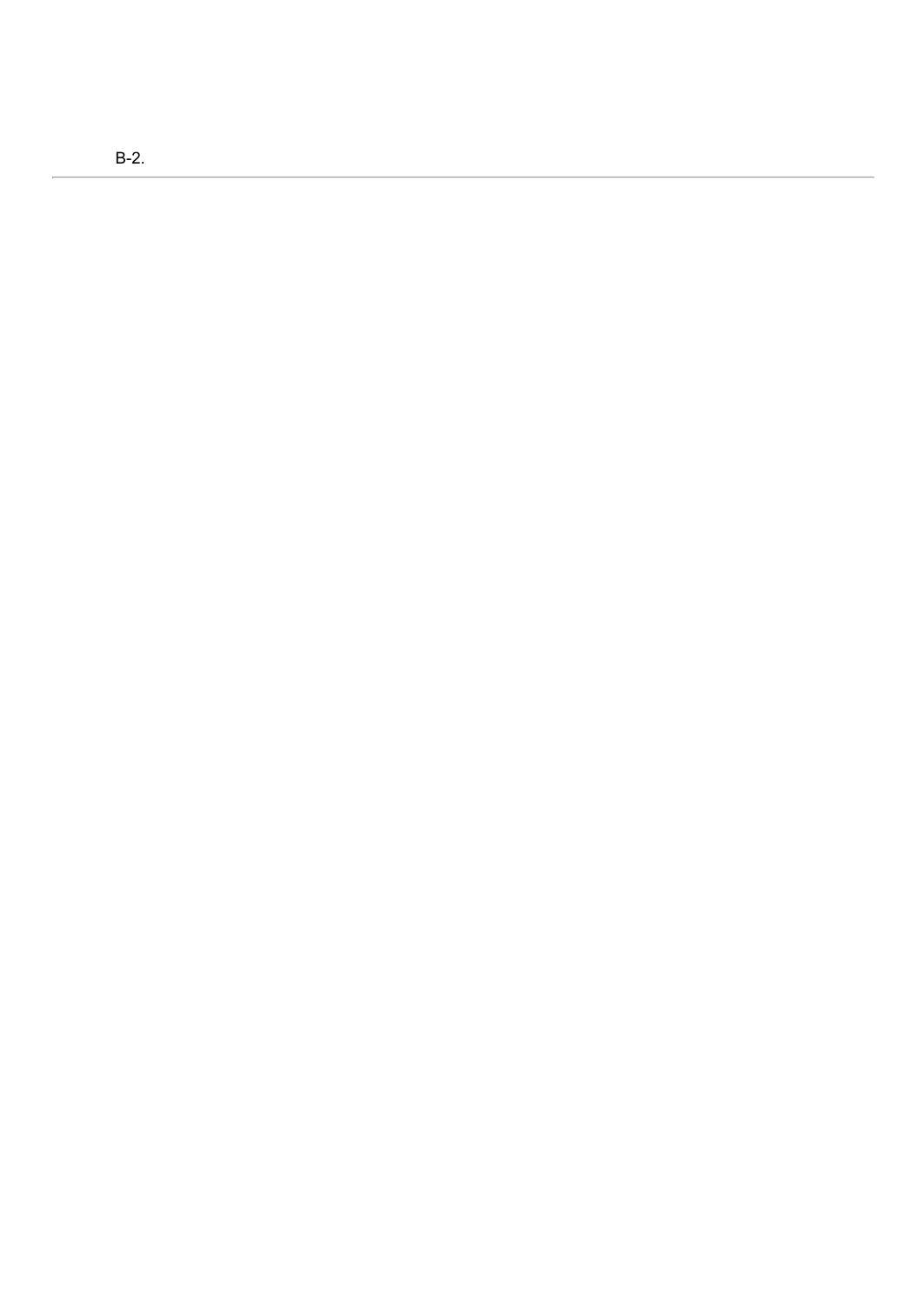B-2.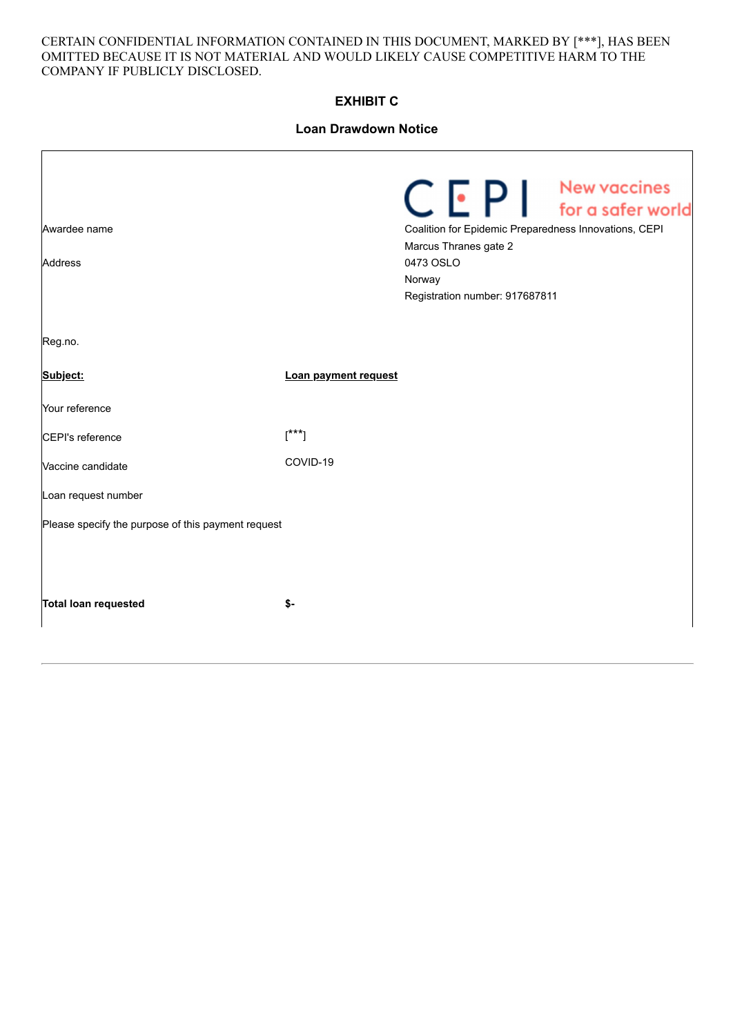CERTAIN CONFIDENTIAL INFORMATION CONTAINED IN THIS DOCUMENT, MARKED BY [***], HAS BEEN OMITTED BECAUSE IT IS NOT MATERIAL AND WOULD LIKELY CAUSE COMPETITIVE HARM TO THE COMPANY IF PUBLICLY DISCLOSED.

## EXHIBIT C

### Loan Drawdown Notice

CEPI New vaccines for a safer world

| | | |
|---|---|---|
| Awardee name | | Coalition for Epidemic Preparedness Innovations, CEPI |
| Address | | Marcus Thranes gate 2<br>0473 OSLO<br>Norway<br>Registration number: 917687811 |
| Reg.no. | | |
| **Subject:** | **Loan payment request** | |
| Your reference | | |
| CEPI's reference | [***] | |
| Vaccine candidate | COVID-19 | |
| Loan request number | | |
| Please specify the purpose of this payment request | | |
| **Total loan requested** | **$-** | |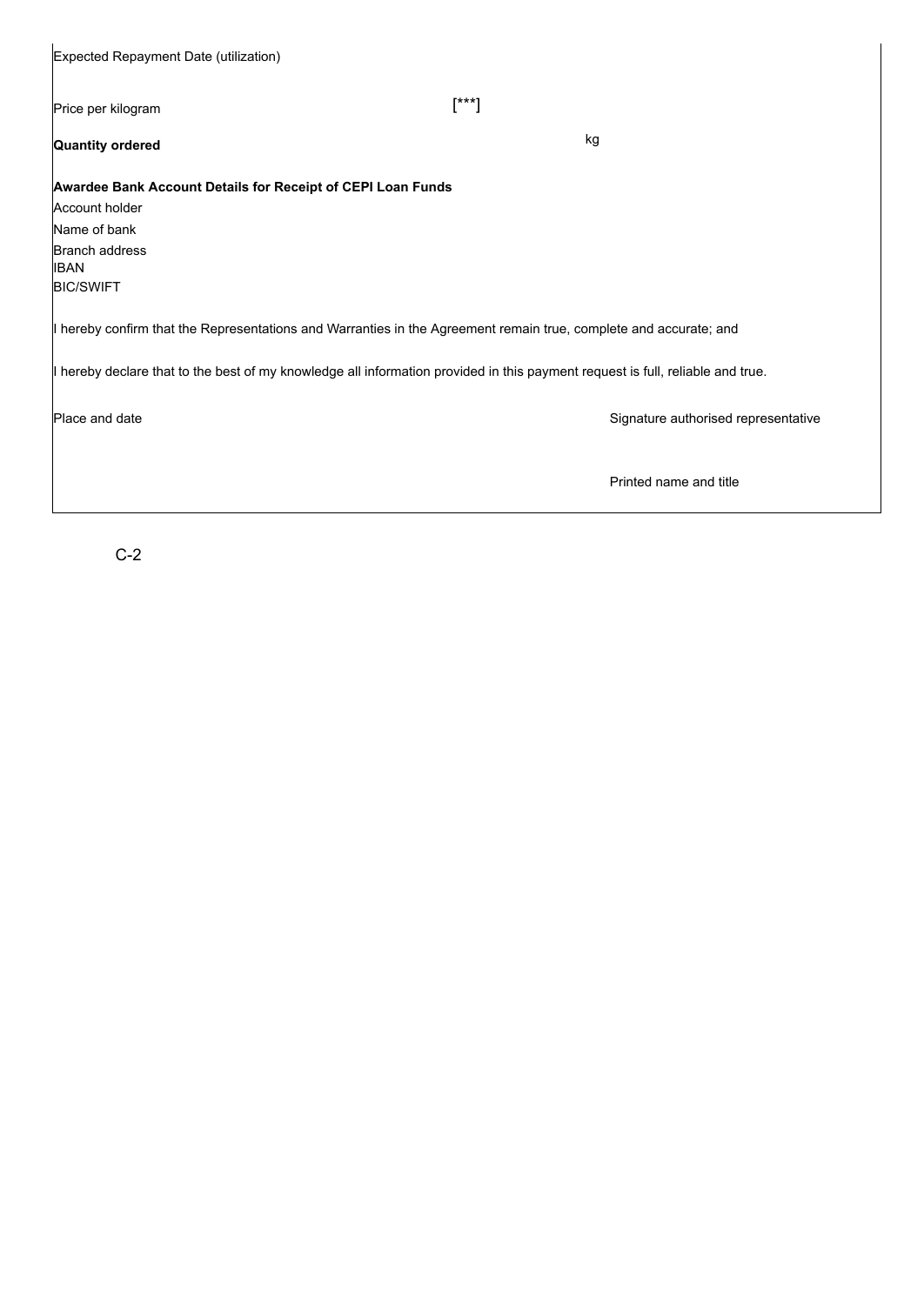Expected Repayment Date (utilization)

| | |
|---|---|
| Price per kilogram | [***] |
| **Quantity ordered** | kg |

**Awardee Bank Account Details for Receipt of CEPI Loan Funds**

Account holder

Name of bank

Branch address

IBAN

BIC/SWIFT

I hereby confirm that the Representations and Warranties in the Agreement remain true, complete and accurate; and

I hereby declare that to the best of my knowledge all information provided in this payment request is full, reliable and true.

Place and date

Signature authorised representative

Printed name and title

C-2